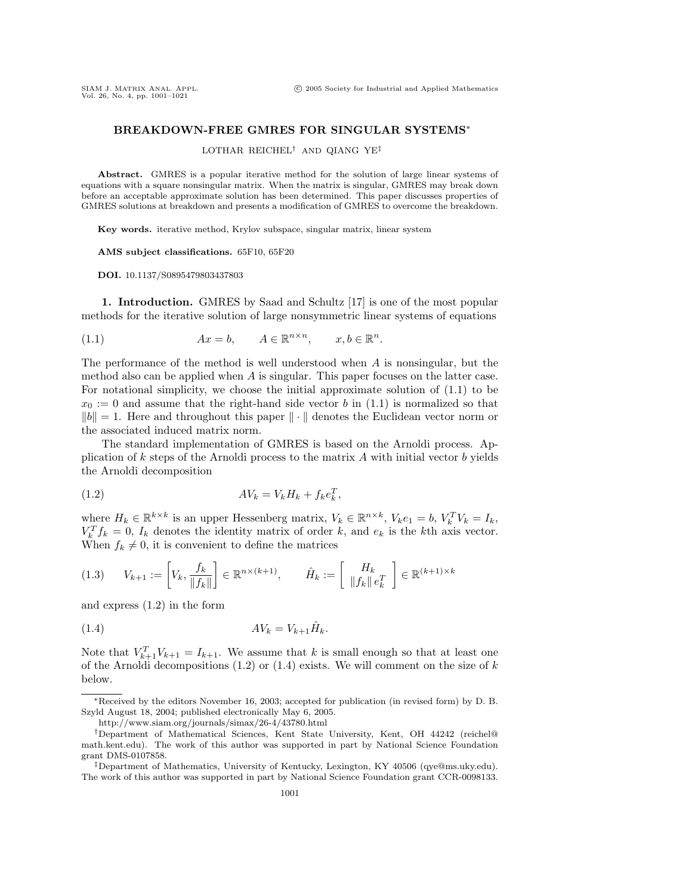# BREAKDOWN-FREE GMRES FOR SINGULAR SYSTEMS*

LOTHAR REICHEL† AND QIANG YE‡

**Abstract.** GMRES is a popular iterative method for the solution of large linear systems of equations with a square nonsingular matrix. When the matrix is singular, GMRES may break down before an acceptable approximate solution has been determined. This paper discusses properties of GMRES solutions at breakdown and presents a modification of GMRES to overcome the breakdown.

**Key words.** iterative method, Krylov subspace, singular matrix, linear system

**AMS subject classifications.** 65F10, 65F20

**DOI.** 10.1137/S0895479803437803

## 1. Introduction.

GMRES by Saad and Schultz [17] is one of the most popular methods for the iterative solution of large nonsymmetric linear systems of equations

$$Ax = b, \qquad A \in \mathbb{R}^{n\times n}, \qquad x, b \in \mathbb{R}^n. \tag{1.1}$$

The performance of the method is well understood when $A$ is nonsingular, but the method also can be applied when $A$ is singular. This paper focuses on the latter case. For notational simplicity, we choose the initial approximate solution of (1.1) to be $x_0 := 0$ and assume that the right-hand side vector $b$ in (1.1) is normalized so that $\|b\| = 1$. Here and throughout this paper $\|\cdot\|$ denotes the Euclidean vector norm or the associated induced matrix norm.

The standard implementation of GMRES is based on the Arnoldi process. Application of $k$ steps of the Arnoldi process to the matrix $A$ with initial vector $b$ yields the Arnoldi decomposition

$$AV_k = V_k H_k + f_k e_k^T, \tag{1.2}$$

where $H_k \in \mathbb{R}^{k\times k}$ is an upper Hessenberg matrix, $V_k \in \mathbb{R}^{n\times k}$, $V_k e_1 = b$, $V_k^T V_k = I_k$, $V_k^T f_k = 0$, $I_k$ denotes the identity matrix of order $k$, and $e_k$ is the $k$th axis vector. When $f_k \neq 0$, it is convenient to define the matrices

$$V_{k+1} := \left[V_k, \frac{f_k}{\|f_k\|}\right] \in \mathbb{R}^{n\times(k+1)}, \qquad \hat{H}_k := \begin{bmatrix} H_k \\ \|f_k\|\, e_k^T \end{bmatrix} \in \mathbb{R}^{(k+1)\times k} \tag{1.3}$$

and express (1.2) in the form

$$AV_k = V_{k+1}\hat{H}_k. \tag{1.4}$$

Note that $V_{k+1}^T V_{k+1} = I_{k+1}$. We assume that $k$ is small enough so that at least one of the Arnoldi decompositions (1.2) or (1.4) exists. We will comment on the size of $k$ below.

---

*Received by the editors November 16, 2003; accepted for publication (in revised form) by D. B. Szyld August 18, 2004; published electronically May 6, 2005.

http://www.siam.org/journals/simax/26-4/43780.html

†Department of Mathematical Sciences, Kent State University, Kent, OH 44242 (reichel@math.kent.edu). The work of this author was supported in part by National Science Foundation grant DMS-0107858.

‡Department of Mathematics, University of Kentucky, Lexington, KY 40506 (qye@ms.uky.edu). The work of this author was supported in part by National Science Foundation grant CCR-0098133.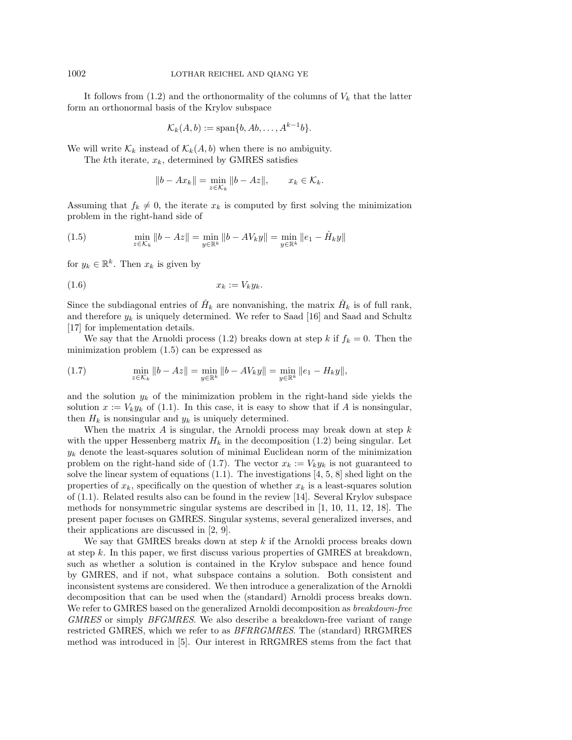It follows from (1.2) and the orthonormality of the columns of $V_k$ that the latter form an orthonormal basis of the Krylov subspace

$$\mathcal{K}_k(A, b) := \text{span}\{b, Ab, \ldots, A^{k-1}b\}.$$

We will write $\mathcal{K}_k$ instead of $\mathcal{K}_k(A, b)$ when there is no ambiguity.

The $k$th iterate, $x_k$, determined by GMRES satisfies

$$\|b - Ax_k\| = \min_{z \in \mathcal{K}_k} \|b - Az\|, \qquad x_k \in \mathcal{K}_k.$$

Assuming that $f_k \neq 0$, the iterate $x_k$ is computed by first solving the minimization problem in the right-hand side of

$$\min_{z \in \mathcal{K}_k} \|b - Az\| = \min_{y \in \mathbb{R}^k} \|b - AV_k y\| = \min_{y \in \mathbb{R}^k} \|e_1 - \hat{H}_k y\| \tag{1.5}$$

for $y_k \in \mathbb{R}^k$. Then $x_k$ is given by

$$x_k := V_k y_k. \tag{1.6}$$

Since the subdiagonal entries of $\hat{H}_k$ are nonvanishing, the matrix $\hat{H}_k$ is of full rank, and therefore $y_k$ is uniquely determined. We refer to Saad [16] and Saad and Schultz [17] for implementation details.

We say that the Arnoldi process (1.2) breaks down at step $k$ if $f_k = 0$. Then the minimization problem (1.5) can be expressed as

$$\min_{z \in \mathcal{K}_k} \|b - Az\| = \min_{y \in \mathbb{R}^k} \|b - AV_k y\| = \min_{y \in \mathbb{R}^k} \|e_1 - H_k y\|, \tag{1.7}$$

and the solution $y_k$ of the minimization problem in the right-hand side yields the solution $x := V_k y_k$ of (1.1). In this case, it is easy to show that if $A$ is nonsingular, then $H_k$ is nonsingular and $y_k$ is uniquely determined.

When the matrix $A$ is singular, the Arnoldi process may break down at step $k$ with the upper Hessenberg matrix $H_k$ in the decomposition (1.2) being singular. Let $y_k$ denote the least-squares solution of minimal Euclidean norm of the minimization problem on the right-hand side of (1.7). The vector $x_k := V_k y_k$ is not guaranteed to solve the linear system of equations (1.1). The investigations [4, 5, 8] shed light on the properties of $x_k$, specifically on the question of whether $x_k$ is a least-squares solution of (1.1). Related results also can be found in the review [14]. Several Krylov subspace methods for nonsymmetric singular systems are described in [1, 10, 11, 12, 18]. The present paper focuses on GMRES. Singular systems, several generalized inverses, and their applications are discussed in [2, 9].

We say that GMRES breaks down at step $k$ if the Arnoldi process breaks down at step $k$. In this paper, we first discuss various properties of GMRES at breakdown, such as whether a solution is contained in the Krylov subspace and hence found by GMRES, and if not, what subspace contains a solution. Both consistent and inconsistent systems are considered. We then introduce a generalization of the Arnoldi decomposition that can be used when the (standard) Arnoldi process breaks down. We refer to GMRES based on the generalized Arnoldi decomposition as *breakdown-free GMRES* or simply *BFGMRES*. We also describe a breakdown-free variant of range restricted GMRES, which we refer to as *BFRRGMRES*. The (standard) RRGMRES method was introduced in [5]. Our interest in RRGMRES stems from the fact that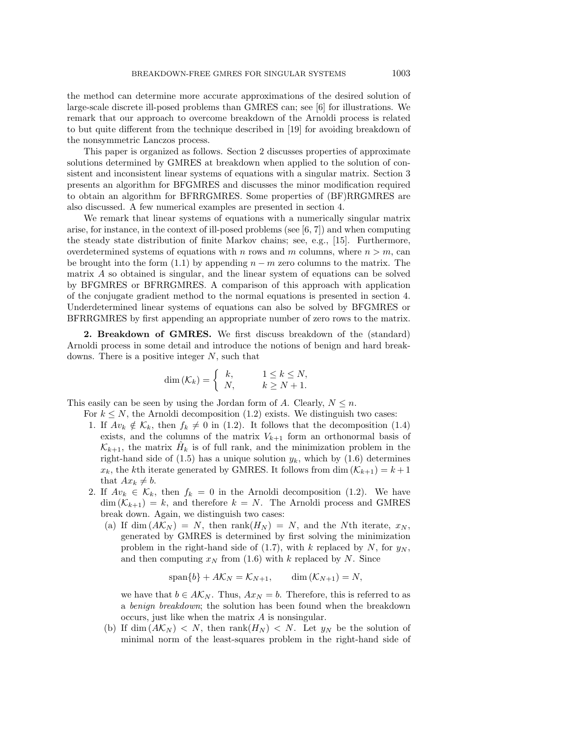the method can determine more accurate approximations of the desired solution of large-scale discrete ill-posed problems than GMRES can; see [6] for illustrations. We remark that our approach to overcome breakdown of the Arnoldi process is related to but quite different from the technique described in [19] for avoiding breakdown of the nonsymmetric Lanczos process.

This paper is organized as follows. Section 2 discusses properties of approximate solutions determined by GMRES at breakdown when applied to the solution of consistent and inconsistent linear systems of equations with a singular matrix. Section 3 presents an algorithm for BFGMRES and discusses the minor modification required to obtain an algorithm for BFRRGMRES. Some properties of (BF)RRGMRES are also discussed. A few numerical examples are presented in section 4.

We remark that linear systems of equations with a numerically singular matrix arise, for instance, in the context of ill-posed problems (see [6, 7]) and when computing the steady state distribution of finite Markov chains; see, e.g., [15]. Furthermore, overdetermined systems of equations with $n$ rows and $m$ columns, where $n > m$, can be brought into the form (1.1) by appending $n - m$ zero columns to the matrix. The matrix $A$ so obtained is singular, and the linear system of equations can be solved by BFGMRES or BFRRGMRES. A comparison of this approach with application of the conjugate gradient method to the normal equations is presented in section 4. Underdetermined linear systems of equations can also be solved by BFGMRES or BFRRGMRES by first appending an appropriate number of zero rows to the matrix.

## 2. Breakdown of GMRES.

We first discuss breakdown of the (standard) Arnoldi process in some detail and introduce the notions of benign and hard breakdowns. There is a positive integer $N$, such that

$$\dim(\mathcal{K}_k) = \begin{cases} k, & 1 \le k \le N, \\ N, & k \ge N+1. \end{cases}$$

This easily can be seen by using the Jordan form of $A$. Clearly, $N \le n$.

For $k \le N$, the Arnoldi decomposition (1.2) exists. We distinguish two cases:

1. If $Av_k \notin \mathcal{K}_k$, then $f_k \neq 0$ in (1.2). It follows that the decomposition (1.4) exists, and the columns of the matrix $V_{k+1}$ form an orthonormal basis of $\mathcal{K}_{k+1}$, the matrix $\hat{H}_k$ is of full rank, and the minimization problem in the right-hand side of (1.5) has a unique solution $y_k$, which by (1.6) determines $x_k$, the $k$th iterate generated by GMRES. It follows from $\dim(\mathcal{K}_{k+1}) = k+1$ that $Ax_k \neq b$.
2. If $Av_k \in \mathcal{K}_k$, then $f_k = 0$ in the Arnoldi decomposition (1.2). We have $\dim(\mathcal{K}_{k+1}) = k$, and therefore $k = N$. The Arnoldi process and GMRES break down. Again, we distinguish two cases:
   (a) If $\dim(A\mathcal{K}_N) = N$, then $\operatorname{rank}(H_N) = N$, and the $N$th iterate, $x_N$, generated by GMRES is determined by first solving the minimization problem in the right-hand side of (1.7), with $k$ replaced by $N$, for $y_N$, and then computing $x_N$ from (1.6) with $k$ replaced by $N$. Since

   $$\operatorname{span}\{b\} + A\mathcal{K}_N = \mathcal{K}_{N+1}, \qquad \dim(\mathcal{K}_{N+1}) = N,$$

   we have that $b \in A\mathcal{K}_N$. Thus, $Ax_N = b$. Therefore, this is referred to as a *benign breakdown*; the solution has been found when the breakdown occurs, just like when the matrix $A$ is nonsingular.

   (b) If $\dim(A\mathcal{K}_N) < N$, then $\operatorname{rank}(H_N) < N$. Let $y_N$ be the solution of minimal norm of the least-squares problem in the right-hand side of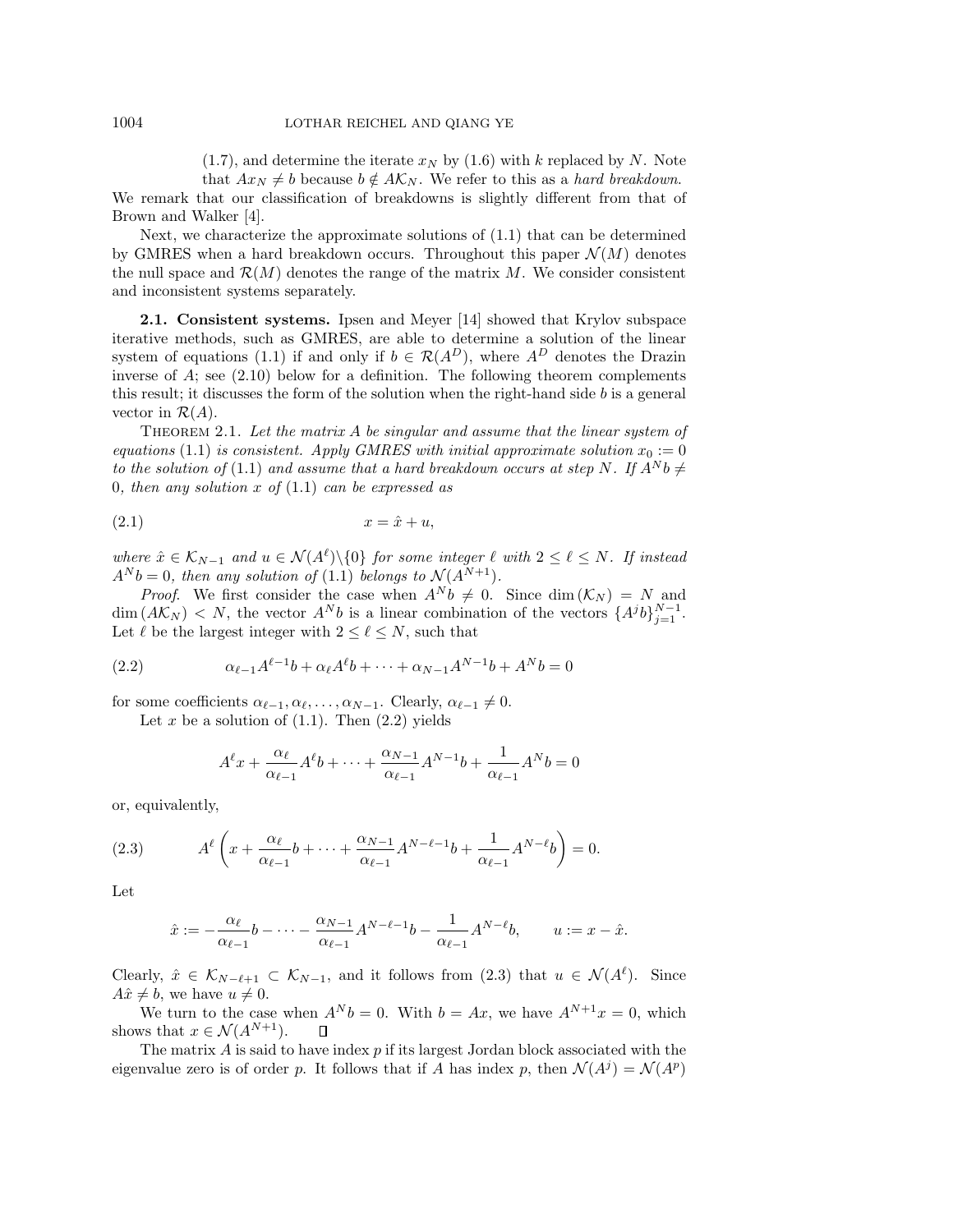(1.7), and determine the iterate $x_N$ by (1.6) with $k$ replaced by $N$. Note that $Ax_N \neq b$ because $b \notin A\mathcal{K}_N$. We refer to this as a *hard breakdown.*

We remark that our classification of breakdowns is slightly different from that of Brown and Walker [4].

Next, we characterize the approximate solutions of (1.1) that can be determined by GMRES when a hard breakdown occurs. Throughout this paper $\mathcal{N}(M)$ denotes the null space and $\mathcal{R}(M)$ denotes the range of the matrix $M$. We consider consistent and inconsistent systems separately.

### 2.1. Consistent systems.

Ipsen and Meyer [14] showed that Krylov subspace iterative methods, such as GMRES, are able to determine a solution of the linear system of equations (1.1) if and only if $b \in \mathcal{R}(A^D)$, where $A^D$ denotes the Drazin inverse of $A$; see (2.10) below for a definition. The following theorem complements this result; it discusses the form of the solution when the right-hand side $b$ is a general vector in $\mathcal{R}(A)$.

THEOREM 2.1. *Let the matrix $A$ be singular and assume that the linear system of equations* (1.1) *is consistent. Apply GMRES with initial approximate solution $x_0 := 0$ to the solution of* (1.1) *and assume that a hard breakdown occurs at step $N$. If $A^N b \neq 0$, then any solution $x$ of* (1.1) *can be expressed as*

$$x = \hat{x} + u, \tag{2.1}$$

*where $\hat{x} \in \mathcal{K}_{N-1}$ and $u \in \mathcal{N}(A^\ell)\backslash\{0\}$ for some integer $\ell$ with $2 \leq \ell \leq N$. If instead $A^N b = 0$, then any solution of* (1.1) *belongs to $\mathcal{N}(A^{N+1})$.*

*Proof.* We first consider the case when $A^N b \neq 0$. Since $\dim(\mathcal{K}_N) = N$ and $\dim(A\mathcal{K}_N) < N$, the vector $A^N b$ is a linear combination of the vectors $\{A^j b\}_{j=1}^{N-1}$. Let $\ell$ be the largest integer with $2 \leq \ell \leq N$, such that

$$\alpha_{\ell-1}A^{\ell-1}b + \alpha_\ell A^\ell b + \cdots + \alpha_{N-1}A^{N-1}b + A^N b = 0 \tag{2.2}$$

for some coefficients $\alpha_{\ell-1}, \alpha_\ell, \ldots, \alpha_{N-1}$. Clearly, $\alpha_{\ell-1} \neq 0$.

Let $x$ be a solution of (1.1). Then (2.2) yields

$$A^\ell x + \frac{\alpha_\ell}{\alpha_{\ell-1}}A^\ell b + \cdots + \frac{\alpha_{N-1}}{\alpha_{\ell-1}}A^{N-1}b + \frac{1}{\alpha_{\ell-1}}A^N b = 0$$

or, equivalently,

$$A^\ell\left(x + \frac{\alpha_\ell}{\alpha_{\ell-1}}b + \cdots + \frac{\alpha_{N-1}}{\alpha_{\ell-1}}A^{N-\ell-1}b + \frac{1}{\alpha_{\ell-1}}A^{N-\ell}b\right) = 0. \tag{2.3}$$

Let

$$\hat{x} := -\frac{\alpha_\ell}{\alpha_{\ell-1}}b - \cdots - \frac{\alpha_{N-1}}{\alpha_{\ell-1}}A^{N-\ell-1}b - \frac{1}{\alpha_{\ell-1}}A^{N-\ell}b, \qquad u := x - \hat{x}.$$

Clearly, $\hat{x} \in \mathcal{K}_{N-\ell+1} \subset \mathcal{K}_{N-1}$, and it follows from (2.3) that $u \in \mathcal{N}(A^\ell)$. Since $A\hat{x} \neq b$, we have $u \neq 0$.

We turn to the case when $A^N b = 0$. With $b = Ax$, we have $A^{N+1}x = 0$, which shows that $x \in \mathcal{N}(A^{N+1})$. ∎

The matrix $A$ is said to have index $p$ if its largest Jordan block associated with the eigenvalue zero is of order $p$. It follows that if $A$ has index $p$, then $\mathcal{N}(A^j) = \mathcal{N}(A^p)$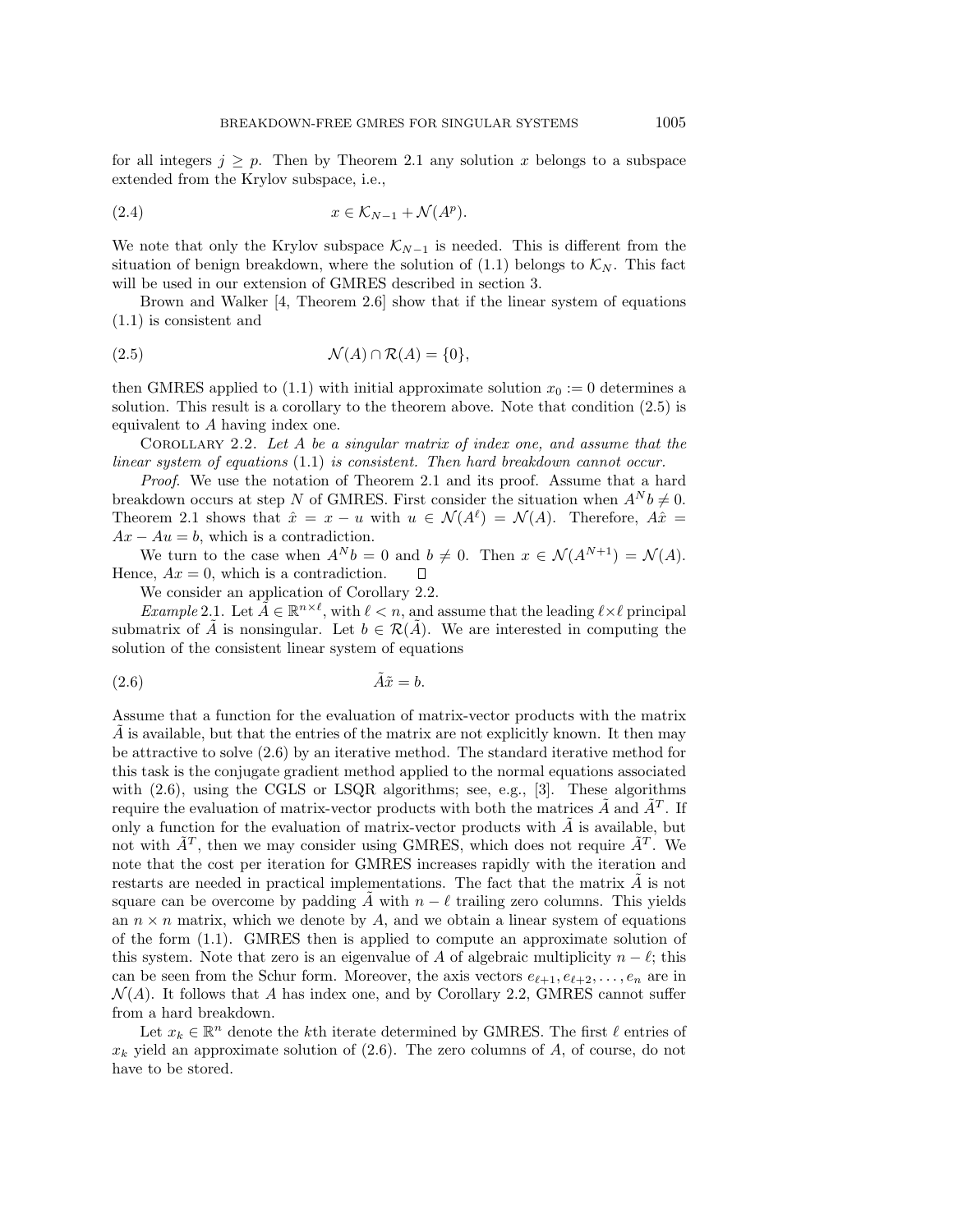for all integers $j \geq p$. Then by Theorem 2.1 any solution $x$ belongs to a subspace extended from the Krylov subspace, i.e.,

$$x \in \mathcal{K}_{N-1} + \mathcal{N}(A^p). \tag{2.4}$$

We note that only the Krylov subspace $\mathcal{K}_{N-1}$ is needed. This is different from the situation of benign breakdown, where the solution of (1.1) belongs to $\mathcal{K}_N$. This fact will be used in our extension of GMRES described in section 3.

Brown and Walker [4, Theorem 2.6] show that if the linear system of equations (1.1) is consistent and

$$\mathcal{N}(A) \cap \mathcal{R}(A) = \{0\}, \tag{2.5}$$

then GMRES applied to (1.1) with initial approximate solution $x_0 := 0$ determines a solution. This result is a corollary to the theorem above. Note that condition (2.5) is equivalent to $A$ having index one.

Corollary 2.2. *Let $A$ be a singular matrix of index one, and assume that the linear system of equations* (1.1) *is consistent. Then hard breakdown cannot occur.*

*Proof.* We use the notation of Theorem 2.1 and its proof. Assume that a hard breakdown occurs at step $N$ of GMRES. First consider the situation when $A^N b \neq 0$. Theorem 2.1 shows that $\hat{x} = x - u$ with $u \in \mathcal{N}(A^\ell) = \mathcal{N}(A)$. Therefore, $A\hat{x} = Ax - Au = b$, which is a contradiction.

We turn to the case when $A^N b = 0$ and $b \neq 0$. Then $x \in \mathcal{N}(A^{N+1}) = \mathcal{N}(A)$. Hence, $Ax = 0$, which is a contradiction. $\square$

We consider an application of Corollary 2.2.

*Example* 2.1. Let $\tilde{A} \in \mathbb{R}^{n \times \ell}$, with $\ell < n$, and assume that the leading $\ell \times \ell$ principal submatrix of $\tilde{A}$ is nonsingular. Let $b \in \mathcal{R}(\tilde{A})$. We are interested in computing the solution of the consistent linear system of equations

$$\tilde{A}\tilde{x} = b. \tag{2.6}$$

Assume that a function for the evaluation of matrix-vector products with the matrix $\tilde{A}$ is available, but that the entries of the matrix are not explicitly known. It then may be attractive to solve (2.6) by an iterative method. The standard iterative method for this task is the conjugate gradient method applied to the normal equations associated with (2.6), using the CGLS or LSQR algorithms; see, e.g., [3]. These algorithms require the evaluation of matrix-vector products with both the matrices $\tilde{A}$ and $\tilde{A}^T$. If only a function for the evaluation of matrix-vector products with $\tilde{A}$ is available, but not with $\tilde{A}^T$, then we may consider using GMRES, which does not require $\tilde{A}^T$. We note that the cost per iteration for GMRES increases rapidly with the iteration and restarts are needed in practical implementations. The fact that the matrix $\tilde{A}$ is not square can be overcome by padding $\tilde{A}$ with $n - \ell$ trailing zero columns. This yields an $n \times n$ matrix, which we denote by $A$, and we obtain a linear system of equations of the form (1.1). GMRES then is applied to compute an approximate solution of this system. Note that zero is an eigenvalue of $A$ of algebraic multiplicity $n - \ell$; this can be seen from the Schur form. Moreover, the axis vectors $e_{\ell+1}, e_{\ell+2}, \ldots, e_n$ are in $\mathcal{N}(A)$. It follows that $A$ has index one, and by Corollary 2.2, GMRES cannot suffer from a hard breakdown.

Let $x_k \in \mathbb{R}^n$ denote the $k$th iterate determined by GMRES. The first $\ell$ entries of $x_k$ yield an approximate solution of (2.6). The zero columns of $A$, of course, do not have to be stored.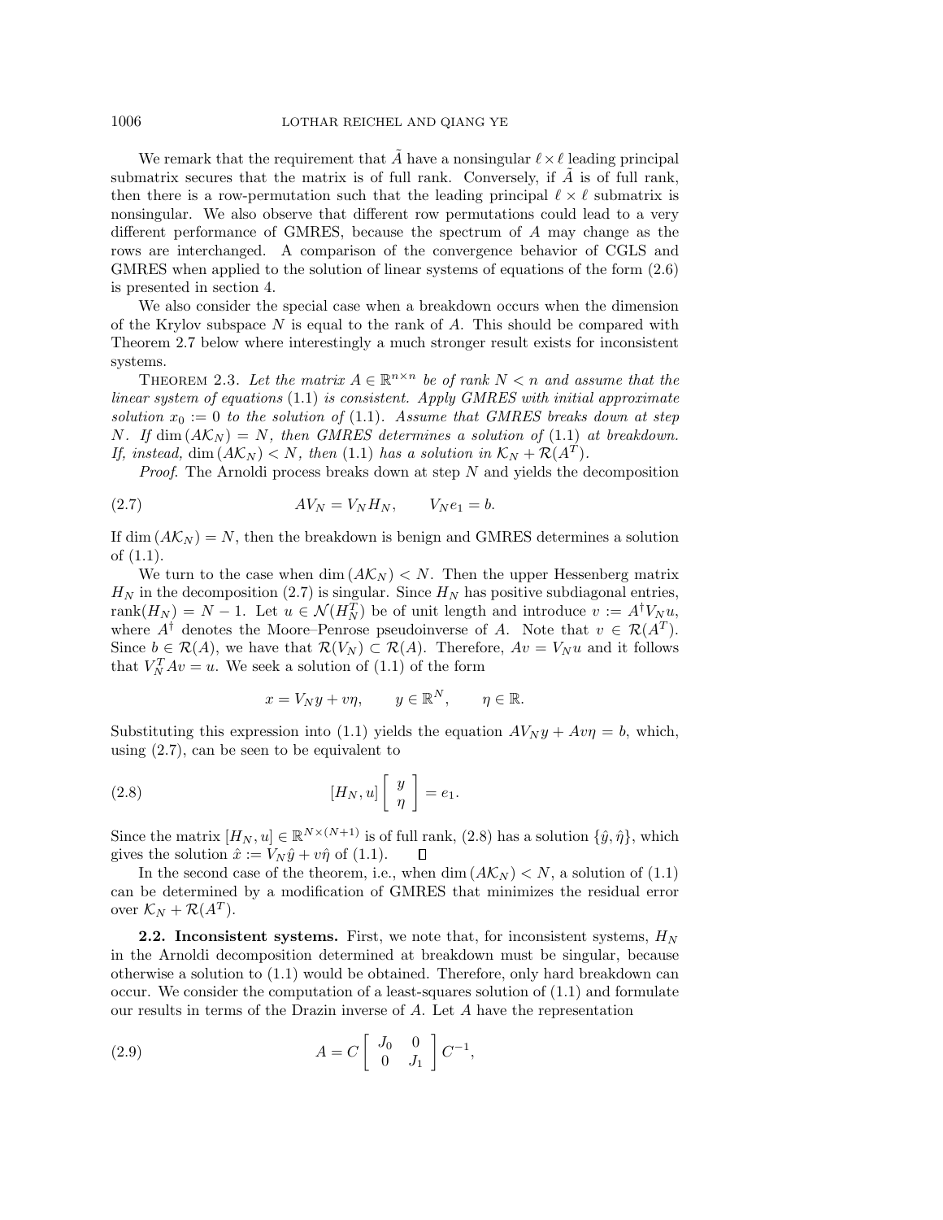We remark that the requirement that $\tilde{A}$ have a nonsingular $\ell \times \ell$ leading principal submatrix secures that the matrix is of full rank. Conversely, if $\tilde{A}$ is of full rank, then there is a row-permutation such that the leading principal $\ell \times \ell$ submatrix is nonsingular. We also observe that different row permutations could lead to a very different performance of GMRES, because the spectrum of $A$ may change as the rows are interchanged. A comparison of the convergence behavior of CGLS and GMRES when applied to the solution of linear systems of equations of the form (2.6) is presented in section 4.

We also consider the special case when a breakdown occurs when the dimension of the Krylov subspace $N$ is equal to the rank of $A$. This should be compared with Theorem 2.7 below where interestingly a much stronger result exists for inconsistent systems.

THEOREM 2.3. *Let the matrix $A \in \mathbb{R}^{n\times n}$ be of rank $N < n$ and assume that the linear system of equations* (1.1) *is consistent. Apply GMRES with initial approximate solution $x_0 := 0$ to the solution of* (1.1)*. Assume that GMRES breaks down at step $N$. If $\dim(A\mathcal{K}_N) = N$, then GMRES determines a solution of* (1.1) *at breakdown. If, instead, $\dim(A\mathcal{K}_N) < N$, then* (1.1) *has a solution in $\mathcal{K}_N + \mathcal{R}(A^T)$.*

*Proof.* The Arnoldi process breaks down at step $N$ and yields the decomposition

$$AV_N = V_N H_N, \qquad V_N e_1 = b. \tag{2.7}$$

If $\dim(A\mathcal{K}_N) = N$, then the breakdown is benign and GMRES determines a solution of (1.1).

We turn to the case when $\dim(A\mathcal{K}_N) < N$. Then the upper Hessenberg matrix $H_N$ in the decomposition (2.7) is singular. Since $H_N$ has positive subdiagonal entries, $\text{rank}(H_N) = N - 1$. Let $u \in \mathcal{N}(H_N^T)$ be of unit length and introduce $v := A^\dagger V_N u$, where $A^\dagger$ denotes the Moore–Penrose pseudoinverse of $A$. Note that $v \in \mathcal{R}(A^T)$. Since $b \in \mathcal{R}(A)$, we have that $\mathcal{R}(V_N) \subset \mathcal{R}(A)$. Therefore, $Av = V_N u$ and it follows that $V_N^T A v = u$. We seek a solution of (1.1) of the form

$$x = V_N y + v\eta, \qquad y \in \mathbb{R}^N, \qquad \eta \in \mathbb{R}.$$

Substituting this expression into (1.1) yields the equation $AV_N y + Av\eta = b$, which, using (2.7), can be seen to be equivalent to

$$[H_N, u] \begin{bmatrix} y \\ \eta \end{bmatrix} = e_1. \tag{2.8}$$

Since the matrix $[H_N, u] \in \mathbb{R}^{N\times(N+1)}$ is of full rank, (2.8) has a solution $\{\hat{y}, \hat{\eta}\}$, which gives the solution $\hat{x} := V_N \hat{y} + v\hat{\eta}$ of (1.1). $\square$

In the second case of the theorem, i.e., when $\dim(A\mathcal{K}_N) < N$, a solution of (1.1) can be determined by a modification of GMRES that minimizes the residual error over $\mathcal{K}_N + \mathcal{R}(A^T)$.

**2.2. Inconsistent systems.** First, we note that, for inconsistent systems, $H_N$ in the Arnoldi decomposition determined at breakdown must be singular, because otherwise a solution to (1.1) would be obtained. Therefore, only hard breakdown can occur. We consider the computation of a least-squares solution of (1.1) and formulate our results in terms of the Drazin inverse of $A$. Let $A$ have the representation

$$A = C \begin{bmatrix} J_0 & 0 \\ 0 & J_1 \end{bmatrix} C^{-1}, \tag{2.9}$$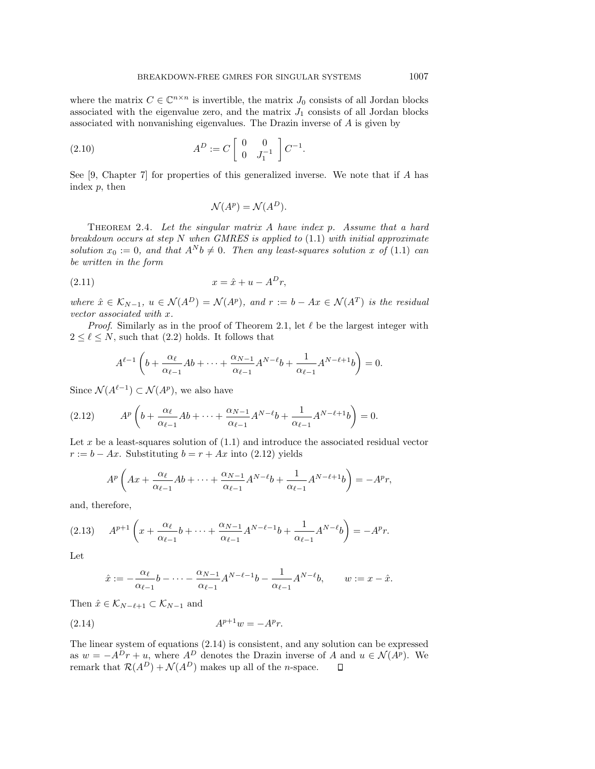where the matrix $C \in \mathbb{C}^{n\times n}$ is invertible, the matrix $J_0$ consists of all Jordan blocks associated with the eigenvalue zero, and the matrix $J_1$ consists of all Jordan blocks associated with nonvanishing eigenvalues. The Drazin inverse of $A$ is given by

$$A^D := C \begin{bmatrix} 0 & 0 \\ 0 & J_1^{-1} \end{bmatrix} C^{-1}. \tag{2.10}$$

See [9, Chapter 7] for properties of this generalized inverse. We note that if $A$ has index $p$, then

$$\mathcal{N}(A^p) = \mathcal{N}(A^D).$$

Theorem 2.4. *Let the singular matrix $A$ have index $p$. Assume that a hard breakdown occurs at step $N$ when GMRES is applied to* (1.1) *with initial approximate solution $x_0 := 0$, and that $A^N b \neq 0$. Then any least-squares solution $x$ of* (1.1) *can be written in the form*

$$x = \hat{x} + u - A^D r, \tag{2.11}$$

*where $\hat{x} \in \mathcal{K}_{N-1}$, $u \in \mathcal{N}(A^D) = \mathcal{N}(A^p)$, and $r := b - Ax \in \mathcal{N}(A^T)$ is the residual vector associated with $x$.*

*Proof.* Similarly as in the proof of Theorem 2.1, let $\ell$ be the largest integer with $2 \leq \ell \leq N$, such that (2.2) holds. It follows that

$$A^{\ell-1}\left(b + \frac{\alpha_\ell}{\alpha_{\ell-1}}Ab + \cdots + \frac{\alpha_{N-1}}{\alpha_{\ell-1}}A^{N-\ell}b + \frac{1}{\alpha_{\ell-1}}A^{N-\ell+1}b\right) = 0.$$

Since $\mathcal{N}(A^{\ell-1}) \subset \mathcal{N}(A^p)$, we also have

$$A^{p}\left(b + \frac{\alpha_\ell}{\alpha_{\ell-1}}Ab + \cdots + \frac{\alpha_{N-1}}{\alpha_{\ell-1}}A^{N-\ell}b + \frac{1}{\alpha_{\ell-1}}A^{N-\ell+1}b\right) = 0. \tag{2.12}$$

Let $x$ be a least-squares solution of (1.1) and introduce the associated residual vector $r := b - Ax$. Substituting $b = r + Ax$ into (2.12) yields

$$A^{p}\left(Ax + \frac{\alpha_\ell}{\alpha_{\ell-1}}Ab + \cdots + \frac{\alpha_{N-1}}{\alpha_{\ell-1}}A^{N-\ell}b + \frac{1}{\alpha_{\ell-1}}A^{N-\ell+1}b\right) = -A^p r,$$

and, therefore,

$$A^{p+1}\left(x + \frac{\alpha_\ell}{\alpha_{\ell-1}}b + \cdots + \frac{\alpha_{N-1}}{\alpha_{\ell-1}}A^{N-\ell-1}b + \frac{1}{\alpha_{\ell-1}}A^{N-\ell}b\right) = -A^p r. \tag{2.13}$$

Let

$$\hat{x} := -\frac{\alpha_\ell}{\alpha_{\ell-1}}b - \cdots - \frac{\alpha_{N-1}}{\alpha_{\ell-1}}A^{N-\ell-1}b - \frac{1}{\alpha_{\ell-1}}A^{N-\ell}b, \qquad w := x - \hat{x}.$$

Then $\hat{x} \in \mathcal{K}_{N-\ell+1} \subset \mathcal{K}_{N-1}$ and

$$A^{p+1}w = -A^p r. \tag{2.14}$$

The linear system of equations (2.14) is consistent, and any solution can be expressed as $w = -A^D r + u$, where $A^D$ denotes the Drazin inverse of $A$ and $u \in \mathcal{N}(A^p)$. We remark that $\mathcal{R}(A^D) + \mathcal{N}(A^D)$ makes up all of the $n$-space. $\square$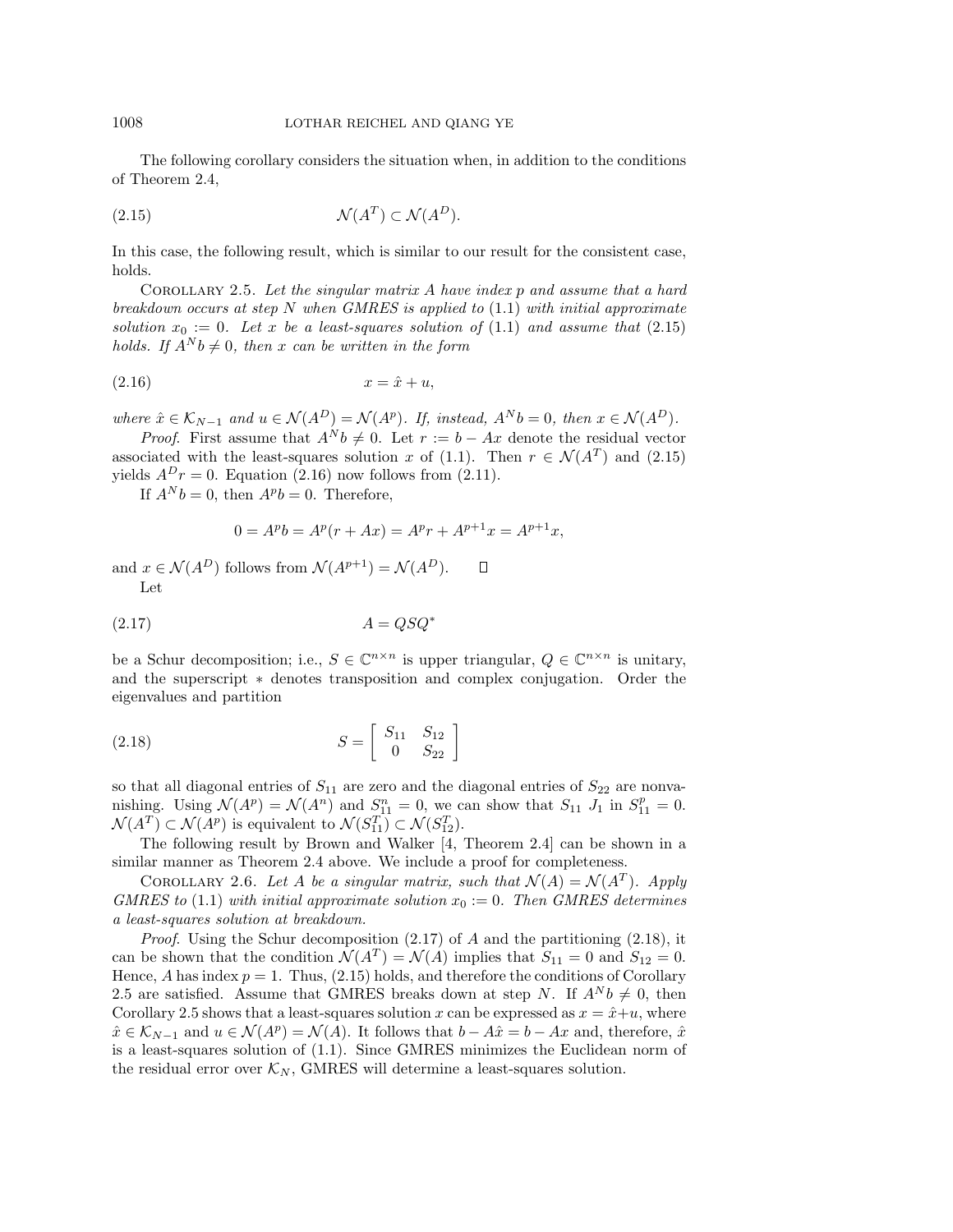The following corollary considers the situation when, in addition to the conditions of Theorem 2.4,

$$\mathcal{N}(A^T) \subset \mathcal{N}(A^D). \tag{2.15}$$

In this case, the following result, which is similar to our result for the consistent case, holds.

COROLLARY 2.5. *Let the singular matrix $A$ have index $p$ and assume that a hard breakdown occurs at step $N$ when GMRES is applied to* (1.1) *with initial approximate solution $x_0 := 0$. Let $x$ be a least-squares solution of* (1.1) *and assume that* (2.15) *holds. If $A^N b \neq 0$, then $x$ can be written in the form*

$$x = \hat{x} + u, \tag{2.16}$$

*where $\hat{x} \in \mathcal{K}_{N-1}$ and $u \in \mathcal{N}(A^D) = \mathcal{N}(A^p)$. If, instead, $A^N b = 0$, then $x \in \mathcal{N}(A^D)$.*

*Proof*. First assume that $A^N b \neq 0$. Let $r := b - Ax$ denote the residual vector associated with the least-squares solution $x$ of (1.1). Then $r \in \mathcal{N}(A^T)$ and (2.15) yields $A^D r = 0$. Equation (2.16) now follows from (2.11).

If $A^N b = 0$, then $A^p b = 0$. Therefore,

$$0 = A^p b = A^p(r + Ax) = A^p r + A^{p+1} x = A^{p+1} x,$$

and $x \in \mathcal{N}(A^D)$ follows from $\mathcal{N}(A^{p+1}) = \mathcal{N}(A^D)$. $\square$

Let

$$A = QSQ^* \tag{2.17}$$

be a Schur decomposition; i.e., $S \in \mathbb{C}^{n\times n}$ is upper triangular, $Q \in \mathbb{C}^{n\times n}$ is unitary, and the superscript $*$ denotes transposition and complex conjugation. Order the eigenvalues and partition

$$S = \begin{bmatrix} S_{11} & S_{12} \\ 0 & S_{22} \end{bmatrix} \tag{2.18}$$

so that all diagonal entries of $S_{11}$ are zero and the diagonal entries of $S_{22}$ are nonvanishing. Using $\mathcal{N}(A^p) = \mathcal{N}(A^n)$ and $S_{11}^n = 0$, we can show that $S_{11}$ $J_1$ in $S_{11}^p = 0$. $\mathcal{N}(A^T) \subset \mathcal{N}(A^p)$ is equivalent to $\mathcal{N}(S_{11}^T) \subset \mathcal{N}(S_{12}^T)$.

The following result by Brown and Walker [4, Theorem 2.4] can be shown in a similar manner as Theorem 2.4 above. We include a proof for completeness.

COROLLARY 2.6. *Let $A$ be a singular matrix, such that $\mathcal{N}(A) = \mathcal{N}(A^T)$. Apply GMRES to* (1.1) *with initial approximate solution $x_0 := 0$. Then GMRES determines a least-squares solution at breakdown.*

*Proof*. Using the Schur decomposition (2.17) of $A$ and the partitioning (2.18), it can be shown that the condition $\mathcal{N}(A^T) = \mathcal{N}(A)$ implies that $S_{11} = 0$ and $S_{12} = 0$. Hence, $A$ has index $p = 1$. Thus, (2.15) holds, and therefore the conditions of Corollary 2.5 are satisfied. Assume that GMRES breaks down at step $N$. If $A^N b \neq 0$, then Corollary 2.5 shows that a least-squares solution $x$ can be expressed as $x = \hat{x} + u$, where $\hat{x} \in \mathcal{K}_{N-1}$ and $u \in \mathcal{N}(A^p) = \mathcal{N}(A)$. It follows that $b - A\hat{x} = b - Ax$ and, therefore, $\hat{x}$ is a least-squares solution of (1.1). Since GMRES minimizes the Euclidean norm of the residual error over $\mathcal{K}_N$, GMRES will determine a least-squares solution.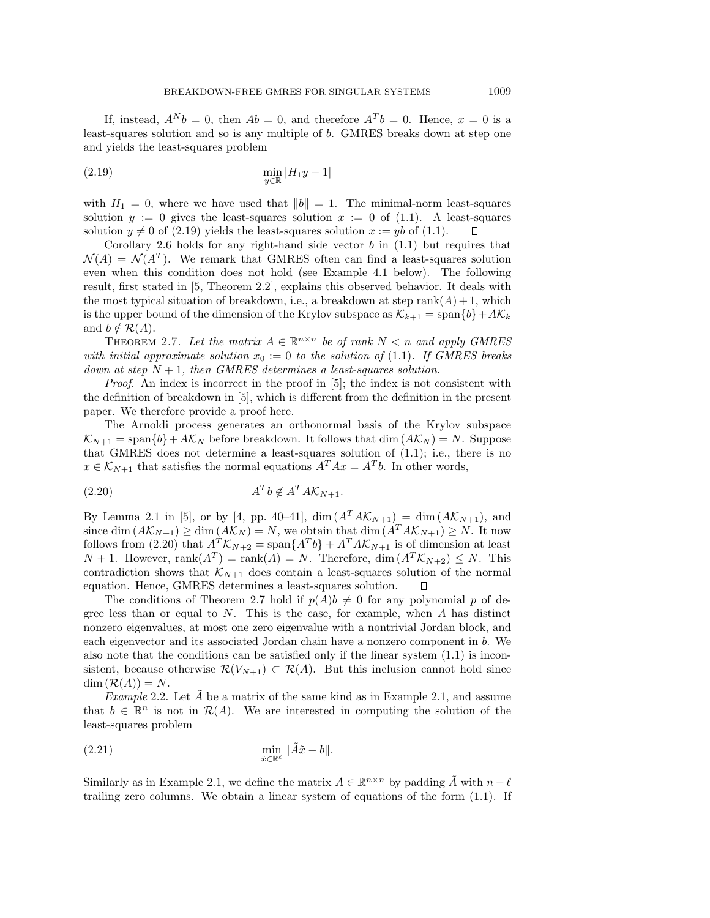If, instead, $A^N b = 0$, then $Ab = 0$, and therefore $A^T b = 0$. Hence, $x = 0$ is a least-squares solution and so is any multiple of $b$. GMRES breaks down at step one and yields the least-squares problem

$$\min_{y \in \mathbb{R}} |H_1 y - 1| \tag{2.19}$$

with $H_1 = 0$, where we have used that $\|b\| = 1$. The minimal-norm least-squares solution $y := 0$ gives the least-squares solution $x := 0$ of (1.1). A least-squares solution $y \neq 0$ of (2.19) yields the least-squares solution $x := yb$ of (1.1). $\square$

Corollary 2.6 holds for any right-hand side vector $b$ in (1.1) but requires that $\mathcal{N}(A) = \mathcal{N}(A^T)$. We remark that GMRES often can find a least-squares solution even when this condition does not hold (see Example 4.1 below). The following result, first stated in [5, Theorem 2.2], explains this observed behavior. It deals with the most typical situation of breakdown, i.e., a breakdown at step $\text{rank}(A) + 1$, which is the upper bound of the dimension of the Krylov subspace as $\mathcal{K}_{k+1} = \text{span}\{b\} + A\mathcal{K}_k$ and $b \notin \mathcal{R}(A)$.

**Theorem 2.7.** *Let the matrix $A \in \mathbb{R}^{n \times n}$ be of rank $N < n$ and apply GMRES with initial approximate solution $x_0 := 0$ to the solution of* (1.1)*. If GMRES breaks down at step $N + 1$, then GMRES determines a least-squares solution.*

*Proof.* An index is incorrect in the proof in [5]; the index is not consistent with the definition of breakdown in [5], which is different from the definition in the present paper. We therefore provide a proof here.

The Arnoldi process generates an orthonormal basis of the Krylov subspace $\mathcal{K}_{N+1} = \text{span}\{b\} + A\mathcal{K}_N$ before breakdown. It follows that $\dim(A\mathcal{K}_N) = N$. Suppose that GMRES does not determine a least-squares solution of (1.1); i.e., there is no $x \in \mathcal{K}_{N+1}$ that satisfies the normal equations $A^T A x = A^T b$. In other words,

$$A^T b \notin A^T A \mathcal{K}_{N+1}. \tag{2.20}$$

By Lemma 2.1 in [5], or by [4, pp. 40–41], $\dim(A^T A \mathcal{K}_{N+1}) = \dim(A\mathcal{K}_{N+1})$, and since $\dim(A\mathcal{K}_{N+1}) \geq \dim(A\mathcal{K}_N) = N$, we obtain that $\dim(A^T A\mathcal{K}_{N+1}) \geq N$. It now follows from (2.20) that $A^T \mathcal{K}_{N+2} = \text{span}\{A^T b\} + A^T A \mathcal{K}_{N+1}$ is of dimension at least $N + 1$. However, $\text{rank}(A^T) = \text{rank}(A) = N$. Therefore, $\dim(A^T \mathcal{K}_{N+2}) \leq N$. This contradiction shows that $\mathcal{K}_{N+1}$ does contain a least-squares solution of the normal equation. Hence, GMRES determines a least-squares solution. $\square$

The conditions of Theorem 2.7 hold if $p(A)b \neq 0$ for any polynomial $p$ of degree less than or equal to $N$. This is the case, for example, when $A$ has distinct nonzero eigenvalues, at most one zero eigenvalue with a nontrivial Jordan block, and each eigenvector and its associated Jordan chain have a nonzero component in $b$. We also note that the conditions can be satisfied only if the linear system (1.1) is inconsistent, because otherwise $\mathcal{R}(V_{N+1}) \subset \mathcal{R}(A)$. But this inclusion cannot hold since $\dim(\mathcal{R}(A)) = N$.

*Example* 2.2. Let $\tilde{A}$ be a matrix of the same kind as in Example 2.1, and assume that $b \in \mathbb{R}^n$ is not in $\mathcal{R}(A)$. We are interested in computing the solution of the least-squares problem

$$\min_{\tilde{x} \in \mathbb{R}^\ell} \|\tilde{A}\tilde{x} - b\|. \tag{2.21}$$

Similarly as in Example 2.1, we define the matrix $A \in \mathbb{R}^{n \times n}$ by padding $\tilde{A}$ with $n - \ell$ trailing zero columns. We obtain a linear system of equations of the form (1.1). If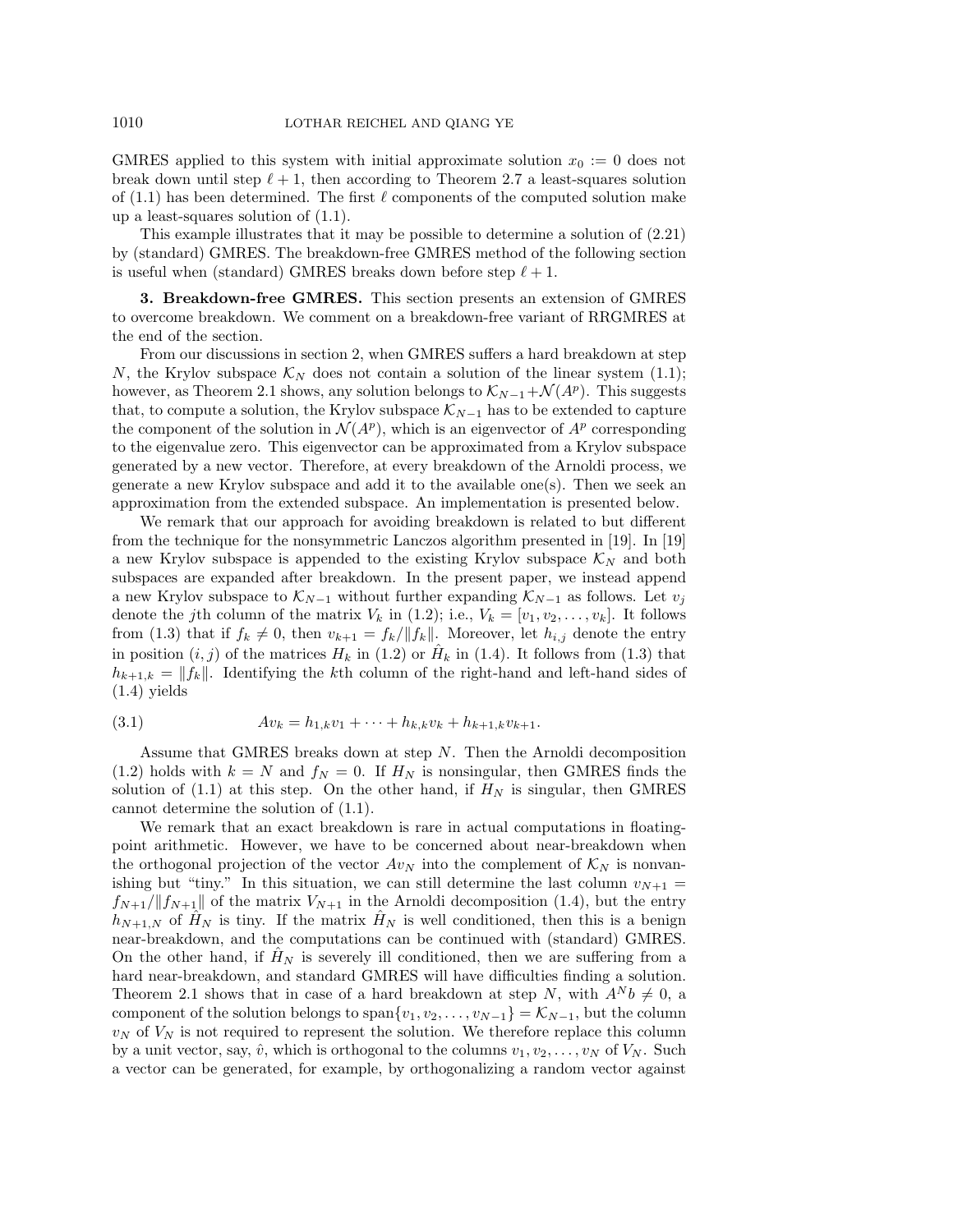GMRES applied to this system with initial approximate solution $x_0 := 0$ does not break down until step $\ell + 1$, then according to Theorem 2.7 a least-squares solution of (1.1) has been determined. The first $\ell$ components of the computed solution make up a least-squares solution of (1.1).

This example illustrates that it may be possible to determine a solution of (2.21) by (standard) GMRES. The breakdown-free GMRES method of the following section is useful when (standard) GMRES breaks down before step $\ell + 1$.

**3. Breakdown-free GMRES.** This section presents an extension of GMRES to overcome breakdown. We comment on a breakdown-free variant of RRGMRES at the end of the section.

From our discussions in section 2, when GMRES suffers a hard breakdown at step $N$, the Krylov subspace $\mathcal{K}_N$ does not contain a solution of the linear system (1.1); however, as Theorem 2.1 shows, any solution belongs to $\mathcal{K}_{N-1} + \mathcal{N}(A^p)$. This suggests that, to compute a solution, the Krylov subspace $\mathcal{K}_{N-1}$ has to be extended to capture the component of the solution in $\mathcal{N}(A^p)$, which is an eigenvector of $A^p$ corresponding to the eigenvalue zero. This eigenvector can be approximated from a Krylov subspace generated by a new vector. Therefore, at every breakdown of the Arnoldi process, we generate a new Krylov subspace and add it to the available one(s). Then we seek an approximation from the extended subspace. An implementation is presented below.

We remark that our approach for avoiding breakdown is related to but different from the technique for the nonsymmetric Lanczos algorithm presented in [19]. In [19] a new Krylov subspace is appended to the existing Krylov subspace $\mathcal{K}_N$ and both subspaces are expanded after breakdown. In the present paper, we instead append a new Krylov subspace to $\mathcal{K}_{N-1}$ without further expanding $\mathcal{K}_{N-1}$ as follows. Let $v_j$ denote the $j$th column of the matrix $V_k$ in (1.2); i.e., $V_k = [v_1, v_2, \ldots, v_k]$. It follows from (1.3) that if $f_k \neq 0$, then $v_{k+1} = f_k/\|f_k\|$. Moreover, let $h_{i,j}$ denote the entry in position $(i, j)$ of the matrices $H_k$ in (1.2) or $\hat{H}_k$ in (1.4). It follows from (1.3) that $h_{k+1,k} = \|f_k\|$. Identifying the $k$th column of the right-hand and left-hand sides of (1.4) yields

$$Av_k = h_{1,k}v_1 + \cdots + h_{k,k}v_k + h_{k+1,k}v_{k+1}. \tag{3.1}$$

Assume that GMRES breaks down at step $N$. Then the Arnoldi decomposition (1.2) holds with $k = N$ and $f_N = 0$. If $H_N$ is nonsingular, then GMRES finds the solution of (1.1) at this step. On the other hand, if $H_N$ is singular, then GMRES cannot determine the solution of (1.1).

We remark that an exact breakdown is rare in actual computations in floating-point arithmetic. However, we have to be concerned about near-breakdown when the orthogonal projection of the vector $Av_N$ into the complement of $\mathcal{K}_N$ is nonvanishing but "tiny." In this situation, we can still determine the last column $v_{N+1} = f_{N+1}/\|f_{N+1}\|$ of the matrix $V_{N+1}$ in the Arnoldi decomposition (1.4), but the entry $h_{N+1,N}$ of $\hat{H}_N$ is tiny. If the matrix $\hat{H}_N$ is well conditioned, then this is a benign near-breakdown, and the computations can be continued with (standard) GMRES. On the other hand, if $\hat{H}_N$ is severely ill conditioned, then we are suffering from a hard near-breakdown, and standard GMRES will have difficulties finding a solution. Theorem 2.1 shows that in case of a hard breakdown at step $N$, with $A^N b \neq 0$, a component of the solution belongs to $\text{span}\{v_1, v_2, \ldots, v_{N-1}\} = \mathcal{K}_{N-1}$, but the column $v_N$ of $V_N$ is not required to represent the solution. We therefore replace this column by a unit vector, say, $\hat{v}$, which is orthogonal to the columns $v_1, v_2, \ldots, v_N$ of $V_N$. Such a vector can be generated, for example, by orthogonalizing a random vector against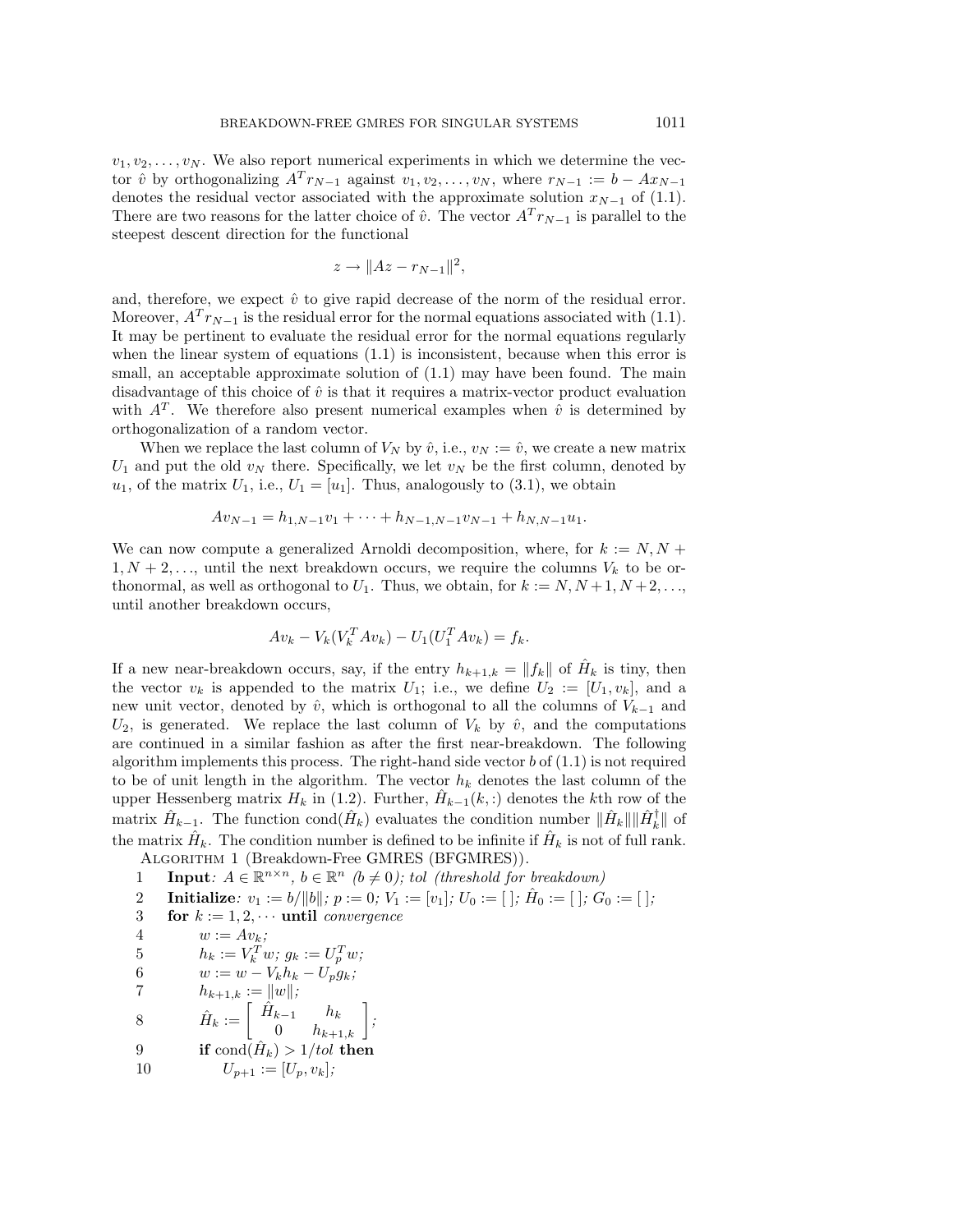$v_1, v_2, \ldots, v_N$. We also report numerical experiments in which we determine the vector $\hat{v}$ by orthogonalizing $A^T r_{N-1}$ against $v_1, v_2, \ldots, v_N$, where $r_{N-1} := b - Ax_{N-1}$ denotes the residual vector associated with the approximate solution $x_{N-1}$ of (1.1). There are two reasons for the latter choice of $\hat{v}$. The vector $A^T r_{N-1}$ is parallel to the steepest descent direction for the functional

$$z \rightarrow \|Az - r_{N-1}\|^2,$$

and, therefore, we expect $\hat{v}$ to give rapid decrease of the norm of the residual error. Moreover, $A^T r_{N-1}$ is the residual error for the normal equations associated with (1.1). It may be pertinent to evaluate the residual error for the normal equations regularly when the linear system of equations (1.1) is inconsistent, because when this error is small, an acceptable approximate solution of (1.1) may have been found. The main disadvantage of this choice of $\hat{v}$ is that it requires a matrix-vector product evaluation with $A^T$. We therefore also present numerical examples when $\hat{v}$ is determined by orthogonalization of a random vector.

When we replace the last column of $V_N$ by $\hat{v}$, i.e., $v_N := \hat{v}$, we create a new matrix $U_1$ and put the old $v_N$ there. Specifically, we let $v_N$ be the first column, denoted by $u_1$, of the matrix $U_1$, i.e., $U_1 = [u_1]$. Thus, analogously to (3.1), we obtain

$$Av_{N-1} = h_{1,N-1}v_1 + \cdots + h_{N-1,N-1}v_{N-1} + h_{N,N-1}u_1.$$

We can now compute a generalized Arnoldi decomposition, where, for $k := N, N+1, N+2, \ldots$, until the next breakdown occurs, we require the columns $V_k$ to be orthonormal, as well as orthogonal to $U_1$. Thus, we obtain, for $k := N, N+1, N+2, \ldots$, until another breakdown occurs,

$$Av_k - V_k(V_k^T Av_k) - U_1(U_1^T Av_k) = f_k.$$

If a new near-breakdown occurs, say, if the entry $h_{k+1,k} = \|f_k\|$ of $\hat{H}_k$ is tiny, then the vector $v_k$ is appended to the matrix $U_1$; i.e., we define $U_2 := [U_1, v_k]$, and a new unit vector, denoted by $\hat{v}$, which is orthogonal to all the columns of $V_{k-1}$ and $U_2$, is generated. We replace the last column of $V_k$ by $\hat{v}$, and the computations are continued in a similar fashion as after the first near-breakdown. The following algorithm implements this process. The right-hand side vector $b$ of (1.1) is not required to be of unit length in the algorithm. The vector $h_k$ denotes the last column of the upper Hessenberg matrix $H_k$ in (1.2). Further, $\hat{H}_{k-1}(k,:)$ denotes the $k$th row of the matrix $\hat{H}_{k-1}$. The function $\mathrm{cond}(\hat{H}_k)$ evaluates the condition number $\|\hat{H}_k\|\|\hat{H}_k^\dagger\|$ of the matrix $\hat{H}_k$. The condition number is defined to be infinite if $\hat{H}_k$ is not of full rank.

Algorithm 1 (Breakdown-Free GMRES (BFGMRES)).

1 **Input**: $A \in \mathbb{R}^{n\times n}$, $b \in \mathbb{R}^n$ ($b \neq 0$); *tol (threshold for breakdown)*

2 **Initialize**: $v_1 := b/\|b\|$; $p := 0$; $V_1 := [v_1]$; $U_0 := [\ ]$; $\hat{H}_0 := [\ ]$; $G_0 := [\ ]$;

3 **for** $k := 1, 2, \cdots$ **until** *convergence*

4 $\quad w := Av_k$;

5 $\quad h_k := V_k^T w$; $g_k := U_p^T w$;

6 $\quad w := w - V_k h_k - U_p g_k$;

7 $\quad h_{k+1,k} := \|w\|$;

8 $\quad \hat{H}_k := \begin{bmatrix} \hat{H}_{k-1} & h_k \\ 0 & h_{k+1,k} \end{bmatrix}$;

9 $\quad$ **if** $\mathrm{cond}(\hat{H}_k) > 1/tol$ **then**

10 $\quad\quad U_{p+1} := [U_p, v_k]$;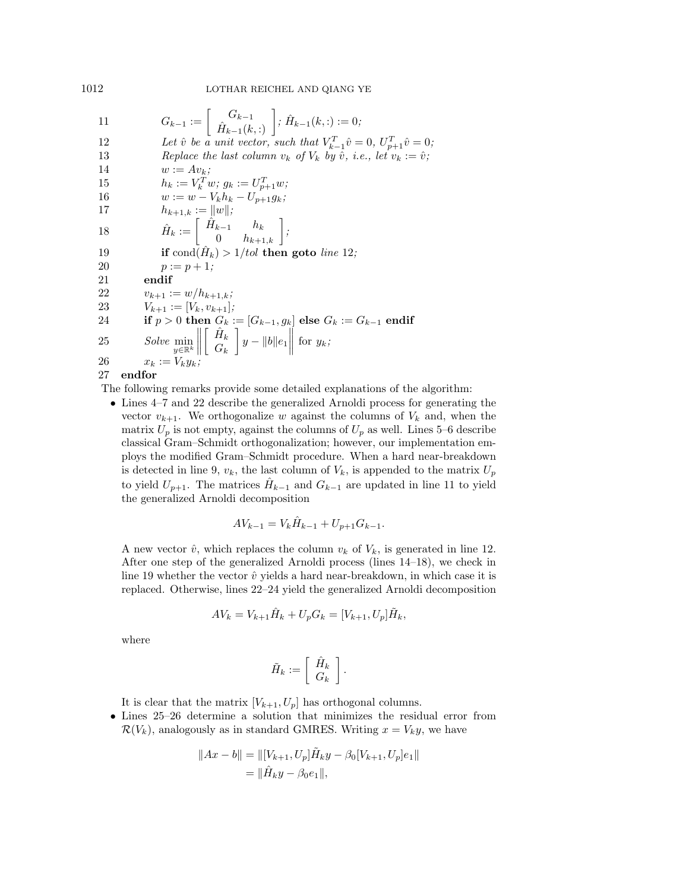```
11        G_{k-1} := [ G_{k-1} ; Ĥ_{k-1}(k,:) ]; Ĥ_{k-1}(k,:) := 0;
12        Let v̂ be a unit vector, such that V_{k-1}^T v̂ = 0, U_{p+1}^T v̂ = 0;
13        Replace the last column v_k of V_k by v̂, i.e., let v_k := v̂;
14        w := A v_k;
15        h_k := V_k^T w; g_k := U_{p+1}^T w;
16        w := w - V_k h_k - U_{p+1} g_k;
17        h_{k+1,k} := ||w||;
18        Ĥ_k := [ Ĥ_{k-1}  h_k ; 0  h_{k+1,k} ];
19        if cond(Ĥ_k) > 1/tol then goto line 12;
20        p := p + 1;
21     endif
22     v_{k+1} := w / h_{k+1,k};
23     V_{k+1} := [V_k, v_{k+1}];
24     if p > 0 then G_k := [G_{k-1}, g_k] else G_k := G_{k-1} endif
25     Solve min_{y ∈ R^k} || [ Ĥ_k ; G_k ] y - ||b|| e_1 || for y_k;
26     x_k := V_k y_k;
27  endfor
```

The following remarks provide some detailed explanations of the algorithm:

- Lines 4–7 and 22 describe the generalized Arnoldi process for generating the vector $v_{k+1}$. We orthogonalize $w$ against the columns of $V_k$ and, when the matrix $U_p$ is not empty, against the columns of $U_p$ as well. Lines 5–6 describe classical Gram–Schmidt orthogonalization; however, our implementation employs the modified Gram–Schmidt procedure. When a hard near-breakdown is detected in line 9, $v_k$, the last column of $V_k$, is appended to the matrix $U_p$ to yield $U_{p+1}$. The matrices $\hat{H}_{k-1}$ and $G_{k-1}$ are updated in line 11 to yield the generalized Arnoldi decomposition

$$AV_{k-1} = V_k \hat{H}_{k-1} + U_{p+1} G_{k-1}.$$

  A new vector $\hat{v}$, which replaces the column $v_k$ of $V_k$, is generated in line 12. After one step of the generalized Arnoldi process (lines 14–18), we check in line 19 whether the vector $\hat{v}$ yields a hard near-breakdown, in which case it is replaced. Otherwise, lines 22–24 yield the generalized Arnoldi decomposition

$$AV_k = V_{k+1} \hat{H}_k + U_p G_k = [V_{k+1}, U_p] \tilde{H}_k,$$

  where

$$\tilde{H}_k := \begin{bmatrix} \hat{H}_k \\ G_k \end{bmatrix}.$$

  It is clear that the matrix $[V_{k+1}, U_p]$ has orthogonal columns.

- Lines 25–26 determine a solution that minimizes the residual error from $\mathcal{R}(V_k)$, analogously as in standard GMRES. Writing $x = V_k y$, we have

$$\begin{aligned} \|Ax - b\| &= \|[V_{k+1}, U_p] \tilde{H}_k y - \beta_0 [V_{k+1}, U_p] e_1\| \\ &= \|\hat{H}_k y - \beta_0 e_1\|, \end{aligned}$$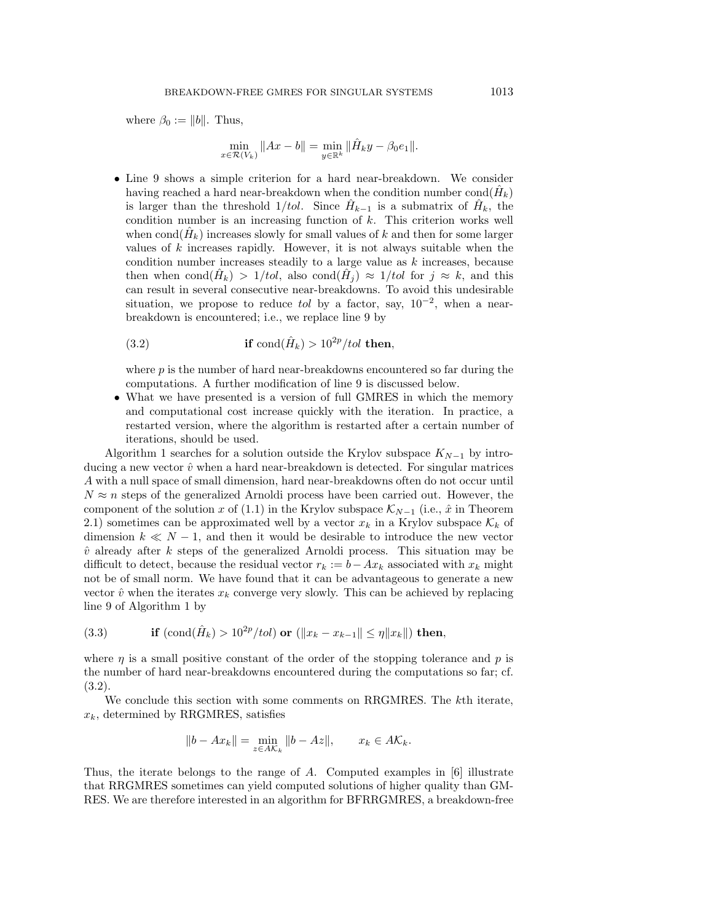where $\beta_0 := \|b\|$. Thus,

$$\min_{x \in \mathcal{R}(V_k)} \|Ax - b\| = \min_{y \in \mathbb{R}^k} \|\hat{H}_k y - \beta_0 e_1\|.$$

- Line 9 shows a simple criterion for a hard near-breakdown. We consider having reached a hard near-breakdown when the condition number $\text{cond}(\hat{H}_k)$ is larger than the threshold $1/tol$. Since $\hat{H}_{k-1}$ is a submatrix of $\hat{H}_k$, the condition number is an increasing function of $k$. This criterion works well when $\text{cond}(\hat{H}_k)$ increases slowly for small values of $k$ and then for some larger values of $k$ increases rapidly. However, it is not always suitable when the condition number increases steadily to a large value as $k$ increases, because then when $\text{cond}(\hat{H}_k) > 1/tol$, also $\text{cond}(\hat{H}_j) \approx 1/tol$ for $j \approx k$, and this can result in several consecutive near-breakdowns. To avoid this undesirable situation, we propose to reduce $tol$ by a factor, say, $10^{-2}$, when a near-breakdown is encountered; i.e., we replace line 9 by

$$\textbf{if } \text{cond}(\hat{H}_k) > 10^{2p}/tol \textbf{ then}, \tag{3.2}$$

  where $p$ is the number of hard near-breakdowns encountered so far during the computations. A further modification of line 9 is discussed below.
- What we have presented is a version of full GMRES in which the memory and computational cost increase quickly with the iteration. In practice, a restarted version, where the algorithm is restarted after a certain number of iterations, should be used.

Algorithm 1 searches for a solution outside the Krylov subspace $K_{N-1}$ by introducing a new vector $\hat{v}$ when a hard near-breakdown is detected. For singular matrices $A$ with a null space of small dimension, hard near-breakdowns often do not occur until $N \approx n$ steps of the generalized Arnoldi process have been carried out. However, the component of the solution $x$ of (1.1) in the Krylov subspace $\mathcal{K}_{N-1}$ (i.e., $\hat{x}$ in Theorem 2.1) sometimes can be approximated well by a vector $x_k$ in a Krylov subspace $\mathcal{K}_k$ of dimension $k \ll N-1$, and then it would be desirable to introduce the new vector $\hat{v}$ already after $k$ steps of the generalized Arnoldi process. This situation may be difficult to detect, because the residual vector $r_k := b - Ax_k$ associated with $x_k$ might not be of small norm. We have found that it can be advantageous to generate a new vector $\hat{v}$ when the iterates $x_k$ converge very slowly. This can be achieved by replacing line 9 of Algorithm 1 by

$$\textbf{if } (\text{cond}(\hat{H}_k) > 10^{2p}/tol) \textbf{ or } (\|x_k - x_{k-1}\| \le \eta \|x_k\|) \textbf{ then}, \tag{3.3}$$

where $\eta$ is a small positive constant of the order of the stopping tolerance and $p$ is the number of hard near-breakdowns encountered during the computations so far; cf. (3.2).

We conclude this section with some comments on RRGMRES. The $k$th iterate, $x_k$, determined by RRGMRES, satisfies

$$\|b - Ax_k\| = \min_{z \in A\mathcal{K}_k} \|b - Az\|, \qquad x_k \in A\mathcal{K}_k.$$

Thus, the iterate belongs to the range of $A$. Computed examples in [6] illustrate that RRGMRES sometimes can yield computed solutions of higher quality than GMRES. We are therefore interested in an algorithm for BFRRGMRES, a breakdown-free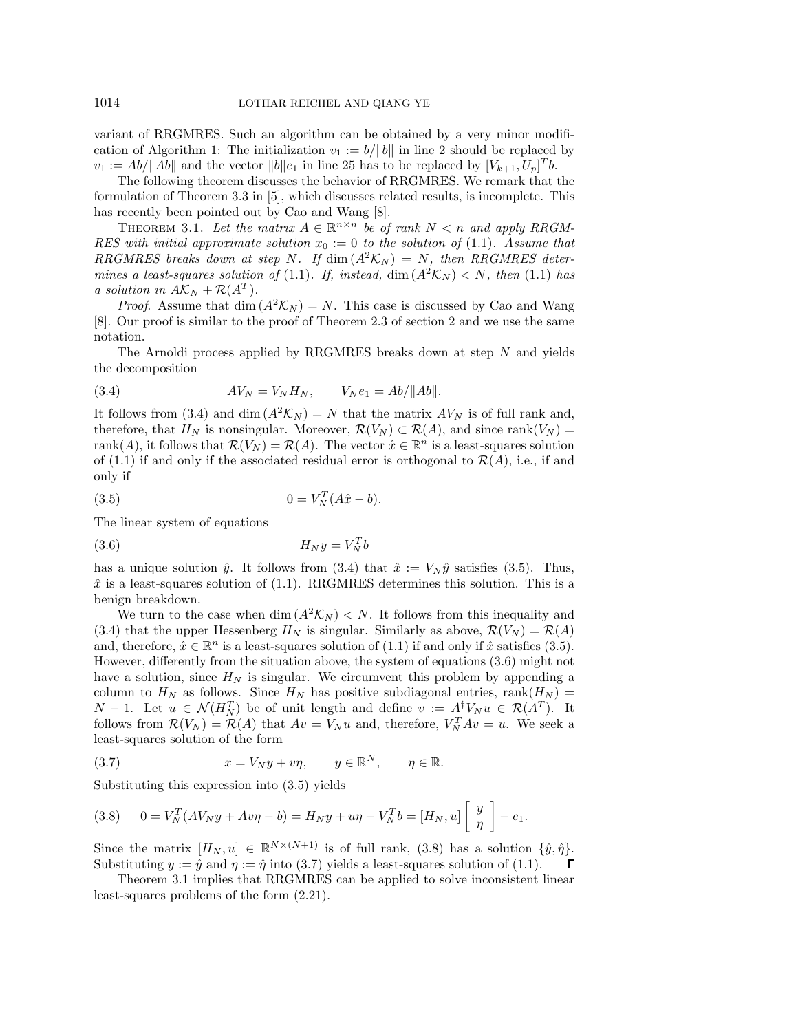variant of RRGMRES. Such an algorithm can be obtained by a very minor modification of Algorithm 1: The initialization $v_1 := b/\|b\|$ in line 2 should be replaced by $v_1 := Ab/\|Ab\|$ and the vector $\|b\|e_1$ in line 25 has to be replaced by $[V_{k+1}, U_p]^T b$.

The following theorem discusses the behavior of RRGMRES. We remark that the formulation of Theorem 3.3 in [5], which discusses related results, is incomplete. This has recently been pointed out by Cao and Wang [8].

THEOREM 3.1. *Let the matrix $A \in \mathbb{R}^{n\times n}$ be of rank $N < n$ and apply RRGMRES with initial approximate solution $x_0 := 0$ to the solution of* (1.1). *Assume that RRGMRES breaks down at step $N$. If $\dim(A^2\mathcal{K}_N) = N$, then RRGMRES determines a least-squares solution of* (1.1). *If, instead, $\dim(A^2\mathcal{K}_N) < N$, then* (1.1) *has a solution in $A\mathcal{K}_N + \mathcal{R}(A^T)$.*

*Proof*. Assume that $\dim(A^2\mathcal{K}_N) = N$. This case is discussed by Cao and Wang [8]. Our proof is similar to the proof of Theorem 2.3 of section 2 and we use the same notation.

The Arnoldi process applied by RRGMRES breaks down at step $N$ and yields the decomposition

$$AV_N = V_N H_N, \qquad V_N e_1 = Ab/\|Ab\|. \tag{3.4}$$

It follows from (3.4) and $\dim(A^2\mathcal{K}_N) = N$ that the matrix $AV_N$ is of full rank and, therefore, that $H_N$ is nonsingular. Moreover, $\mathcal{R}(V_N) \subset \mathcal{R}(A)$, and since $\text{rank}(V_N) = \text{rank}(A)$, it follows that $\mathcal{R}(V_N) = \mathcal{R}(A)$. The vector $\hat{x} \in \mathbb{R}^n$ is a least-squares solution of (1.1) if and only if the associated residual error is orthogonal to $\mathcal{R}(A)$, i.e., if and only if

$$0 = V_N^T(A\hat{x} - b). \tag{3.5}$$

The linear system of equations

$$H_N y = V_N^T b \tag{3.6}$$

has a unique solution $\hat{y}$. It follows from (3.4) that $\hat{x} := V_N\hat{y}$ satisfies (3.5). Thus, $\hat{x}$ is a least-squares solution of (1.1). RRGMRES determines this solution. This is a benign breakdown.

We turn to the case when $\dim(A^2\mathcal{K}_N) < N$. It follows from this inequality and (3.4) that the upper Hessenberg $H_N$ is singular. Similarly as above, $\mathcal{R}(V_N) = \mathcal{R}(A)$ and, therefore, $\hat{x} \in \mathbb{R}^n$ is a least-squares solution of (1.1) if and only if $\hat{x}$ satisfies (3.5). However, differently from the situation above, the system of equations (3.6) might not have a solution, since $H_N$ is singular. We circumvent this problem by appending a column to $H_N$ as follows. Since $H_N$ has positive subdiagonal entries, $\text{rank}(H_N) = N - 1$. Let $u \in \mathcal{N}(H_N^T)$ be of unit length and define $v := A^\dagger V_N u \in \mathcal{R}(A^T)$. It follows from $\mathcal{R}(V_N) = \mathcal{R}(A)$ that $Av = V_N u$ and, therefore, $V_N^T Av = u$. We seek a least-squares solution of the form

$$x = V_N y + v\eta, \qquad y \in \mathbb{R}^N, \qquad \eta \in \mathbb{R}. \tag{3.7}$$

Substituting this expression into (3.5) yields

$$0 = V_N^T(AV_N y + Av\eta - b) = H_N y + u\eta - V_N^T b = [H_N, u]\begin{bmatrix} y \\ \eta \end{bmatrix} - e_1. \tag{3.8}$$

Since the matrix $[H_N, u] \in \mathbb{R}^{N\times(N+1)}$ is of full rank, (3.8) has a solution $\{\hat{y}, \hat{\eta}\}$. Substituting $y := \hat{y}$ and $\eta := \hat{\eta}$ into (3.7) yields a least-squares solution of (1.1). ∎

Theorem 3.1 implies that RRGMRES can be applied to solve inconsistent linear least-squares problems of the form (2.21).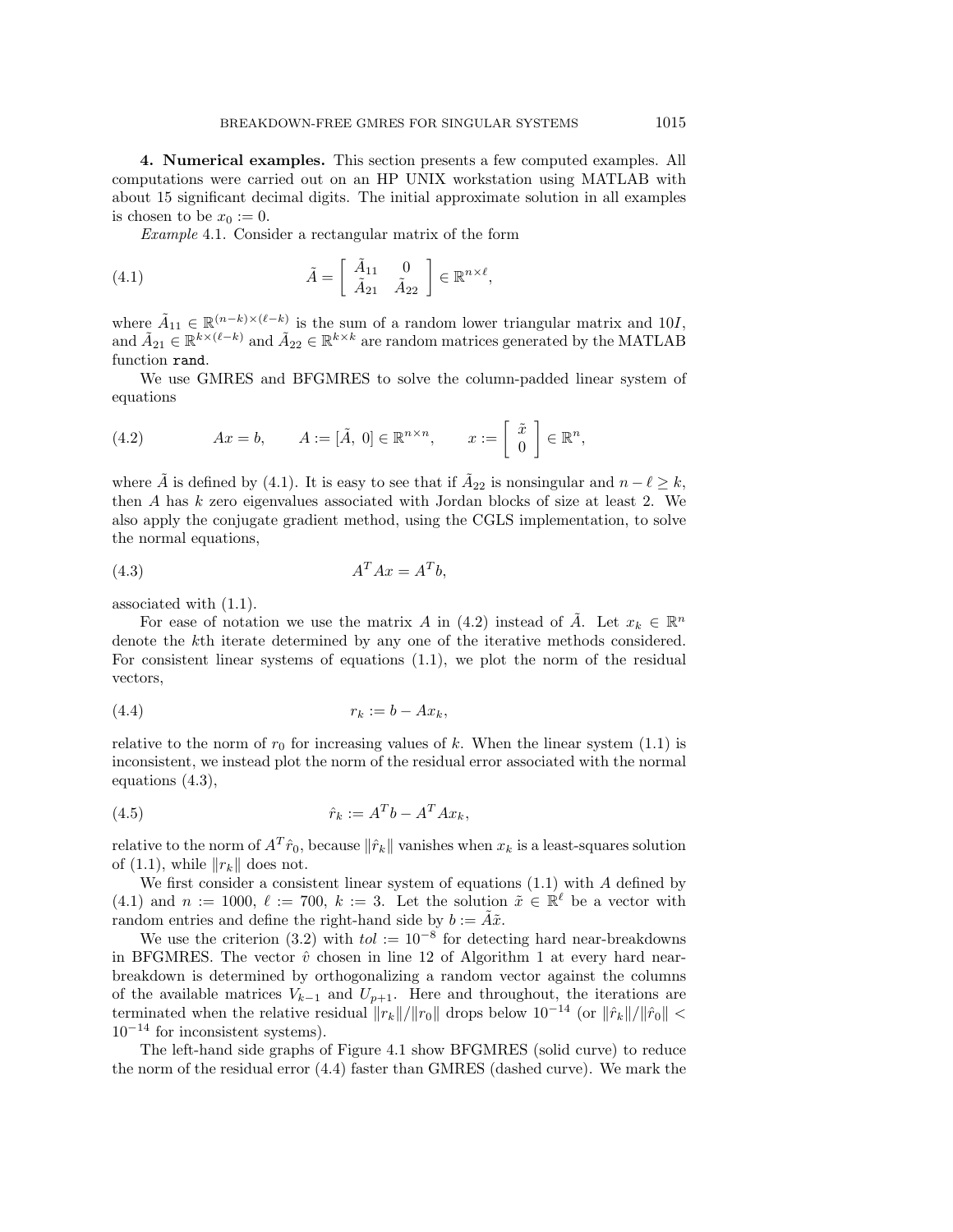**4. Numerical examples.** This section presents a few computed examples. All computations were carried out on an HP UNIX workstation using MATLAB with about 15 significant decimal digits. The initial approximate solution in all examples is chosen to be $x_0 := 0$.

*Example* 4.1. Consider a rectangular matrix of the form

$$\tilde{A} = \begin{bmatrix} \tilde{A}_{11} & 0 \\ \tilde{A}_{21} & \tilde{A}_{22} \end{bmatrix} \in \mathbb{R}^{n \times \ell}, \tag{4.1}$$

where $\tilde{A}_{11} \in \mathbb{R}^{(n-k)\times(\ell-k)}$ is the sum of a random lower triangular matrix and $10I$, and $\tilde{A}_{21} \in \mathbb{R}^{k\times(\ell-k)}$ and $\tilde{A}_{22} \in \mathbb{R}^{k\times k}$ are random matrices generated by the MATLAB function `rand`.

We use GMRES and BFGMRES to solve the column-padded linear system of equations

$$Ax = b, \qquad A := [\tilde{A},\ 0] \in \mathbb{R}^{n\times n}, \qquad x := \begin{bmatrix} \tilde{x} \\ 0 \end{bmatrix} \in \mathbb{R}^n, \tag{4.2}$$

where $\tilde{A}$ is defined by (4.1). It is easy to see that if $\tilde{A}_{22}$ is nonsingular and $n - \ell \geq k$, then $A$ has $k$ zero eigenvalues associated with Jordan blocks of size at least 2. We also apply the conjugate gradient method, using the CGLS implementation, to solve the normal equations,

$$A^T A x = A^T b, \tag{4.3}$$

associated with (1.1).

For ease of notation we use the matrix $A$ in (4.2) instead of $\tilde{A}$. Let $x_k \in \mathbb{R}^n$ denote the $k$th iterate determined by any one of the iterative methods considered. For consistent linear systems of equations (1.1), we plot the norm of the residual vectors,

$$r_k := b - Ax_k, \tag{4.4}$$

relative to the norm of $r_0$ for increasing values of $k$. When the linear system (1.1) is inconsistent, we instead plot the norm of the residual error associated with the normal equations (4.3),

$$\hat{r}_k := A^T b - A^T A x_k, \tag{4.5}$$

relative to the norm of $A^T \hat{r}_0$, because $\|\hat{r}_k\|$ vanishes when $x_k$ is a least-squares solution of (1.1), while $\|r_k\|$ does not.

We first consider a consistent linear system of equations (1.1) with $A$ defined by (4.1) and $n := 1000$, $\ell := 700$, $k := 3$. Let the solution $\tilde{x} \in \mathbb{R}^\ell$ be a vector with random entries and define the right-hand side by $b := \tilde{A}\tilde{x}$.

We use the criterion (3.2) with $tol := 10^{-8}$ for detecting hard near-breakdowns in BFGMRES. The vector $\hat{v}$ chosen in line 12 of Algorithm 1 at every hard near-breakdown is determined by orthogonalizing a random vector against the columns of the available matrices $V_{k-1}$ and $U_{p+1}$. Here and throughout, the iterations are terminated when the relative residual $\|r_k\|/\|r_0\|$ drops below $10^{-14}$ (or $\|\hat{r}_k\|/\|\hat{r}_0\| < 10^{-14}$ for inconsistent systems).

The left-hand side graphs of Figure 4.1 show BFGMRES (solid curve) to reduce the norm of the residual error (4.4) faster than GMRES (dashed curve). We mark the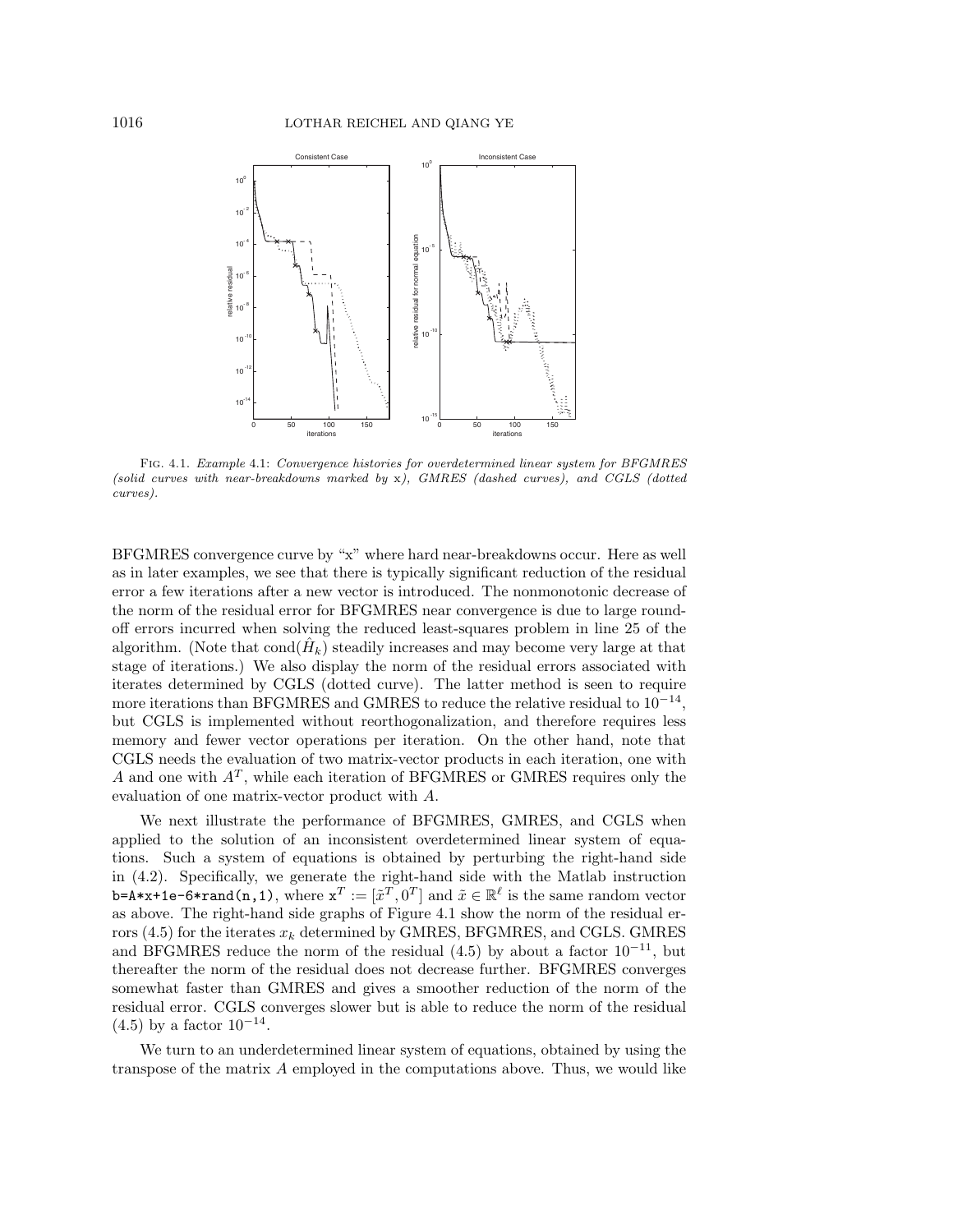FIG. 4.1. *Example* 4.1: *Convergence histories for overdetermined linear system for BFGMRES (solid curves with near-breakdowns marked by* x*), GMRES (dashed curves), and CGLS (dotted curves).*

BFGMRES convergence curve by "x" where hard near-breakdowns occur. Here as well as in later examples, we see that there is typically significant reduction of the residual error a few iterations after a new vector is introduced. The nonmonotonic decrease of the norm of the residual error for BFGMRES near convergence is due to large round-off errors incurred when solving the reduced least-squares problem in line 25 of the algorithm. (Note that $\mathrm{cond}(\hat{H}_k)$ steadily increases and may become very large at that stage of iterations.) We also display the norm of the residual errors associated with iterates determined by CGLS (dotted curve). The latter method is seen to require more iterations than BFGMRES and GMRES to reduce the relative residual to $10^{-14}$, but CGLS is implemented without reorthogonalization, and therefore requires less memory and fewer vector operations per iteration. On the other hand, note that CGLS needs the evaluation of two matrix-vector products in each iteration, one with $A$ and one with $A^T$, while each iteration of BFGMRES or GMRES requires only the evaluation of one matrix-vector product with $A$.

We next illustrate the performance of BFGMRES, GMRES, and CGLS when applied to the solution of an inconsistent overdetermined linear system of equations. Such a system of equations is obtained by perturbing the right-hand side in (4.2). Specifically, we generate the right-hand side with the Matlab instruction `b=A*x+1e-6*rand(n,1)`, where $\mathtt{x}^T := [\tilde{x}^T, 0^T]$ and $\tilde{x} \in \mathbb{R}^\ell$ is the same random vector as above. The right-hand side graphs of Figure 4.1 show the norm of the residual errors (4.5) for the iterates $x_k$ determined by GMRES, BFGMRES, and CGLS. GMRES and BFGMRES reduce the norm of the residual (4.5) by about a factor $10^{-11}$, but thereafter the norm of the residual does not decrease further. BFGMRES converges somewhat faster than GMRES and gives a smoother reduction of the norm of the residual error. CGLS converges slower but is able to reduce the norm of the residual (4.5) by a factor $10^{-14}$.

We turn to an underdetermined linear system of equations, obtained by using the transpose of the matrix $A$ employed in the computations above. Thus, we would like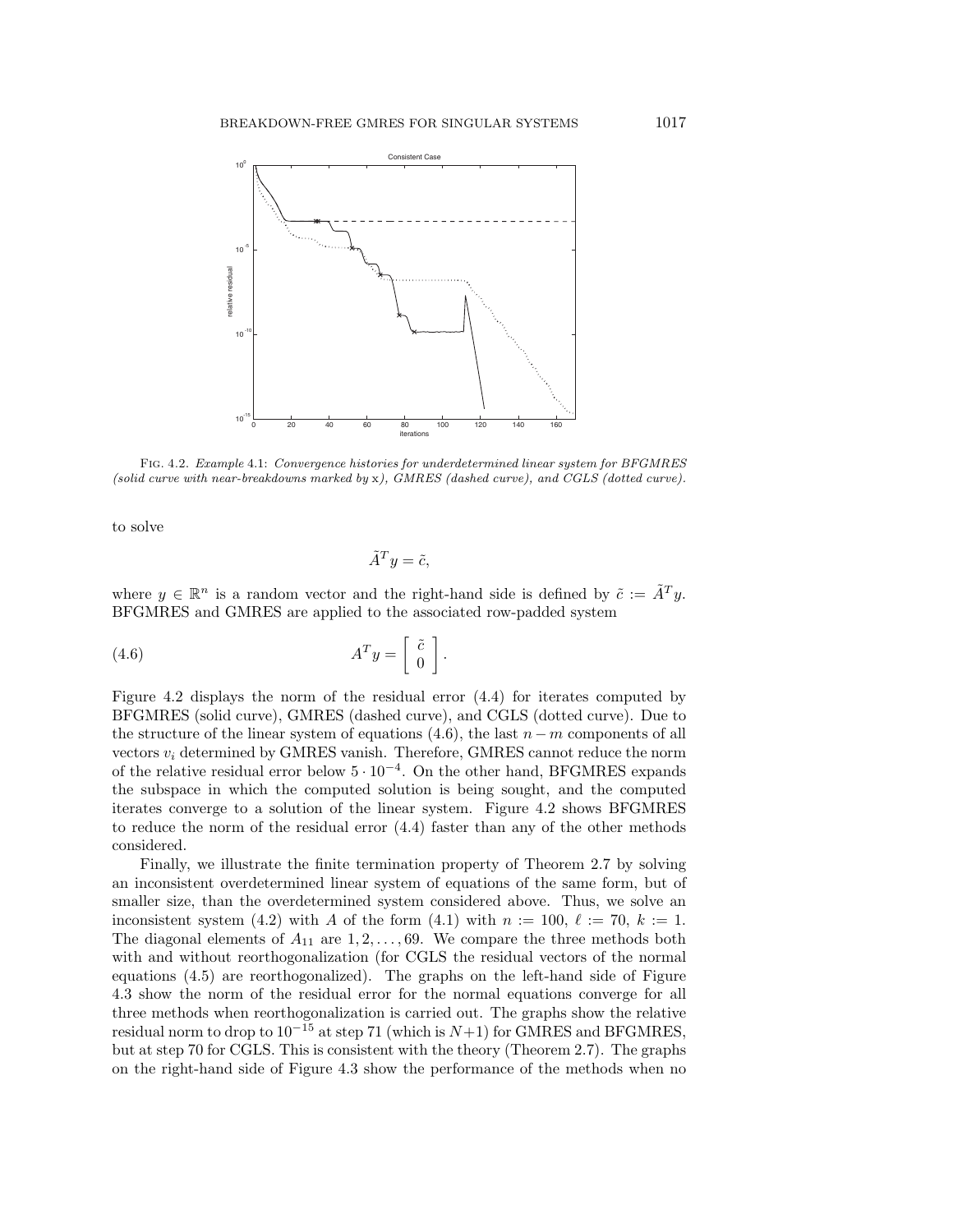Fig. 4.2. *Example* 4.1: *Convergence histories for underdetermined linear system for BFGMRES (solid curve with near-breakdowns marked by* x*), GMRES (dashed curve), and CGLS (dotted curve).*

to solve

$$\tilde{A}^T y = \tilde{c},$$

where $y \in \mathbb{R}^n$ is a random vector and the right-hand side is defined by $\tilde{c} := \tilde{A}^T y$. BFGMRES and GMRES are applied to the associated row-padded system

$$A^T y = \begin{bmatrix} \tilde{c} \\ 0 \end{bmatrix}. \tag{4.6}$$

Figure 4.2 displays the norm of the residual error (4.4) for iterates computed by BFGMRES (solid curve), GMRES (dashed curve), and CGLS (dotted curve). Due to the structure of the linear system of equations (4.6), the last $n-m$ components of all vectors $v_i$ determined by GMRES vanish. Therefore, GMRES cannot reduce the norm of the relative residual error below $5 \cdot 10^{-4}$. On the other hand, BFGMRES expands the subspace in which the computed solution is being sought, and the computed iterates converge to a solution of the linear system. Figure 4.2 shows BFGMRES to reduce the norm of the residual error (4.4) faster than any of the other methods considered.

Finally, we illustrate the finite termination property of Theorem 2.7 by solving an inconsistent overdetermined linear system of equations of the same form, but of smaller size, than the overdetermined system considered above. Thus, we solve an inconsistent system (4.2) with $A$ of the form (4.1) with $n := 100$, $\ell := 70$, $k := 1$. The diagonal elements of $A_{11}$ are $1, 2, \ldots, 69$. We compare the three methods both with and without reorthogonalization (for CGLS the residual vectors of the normal equations (4.5) are reorthogonalized). The graphs on the left-hand side of Figure 4.3 show the norm of the residual error for the normal equations converge for all three methods when reorthogonalization is carried out. The graphs show the relative residual norm to drop to $10^{-15}$ at step 71 (which is $N+1$) for GMRES and BFGMRES, but at step 70 for CGLS. This is consistent with the theory (Theorem 2.7). The graphs on the right-hand side of Figure 4.3 show the performance of the methods when no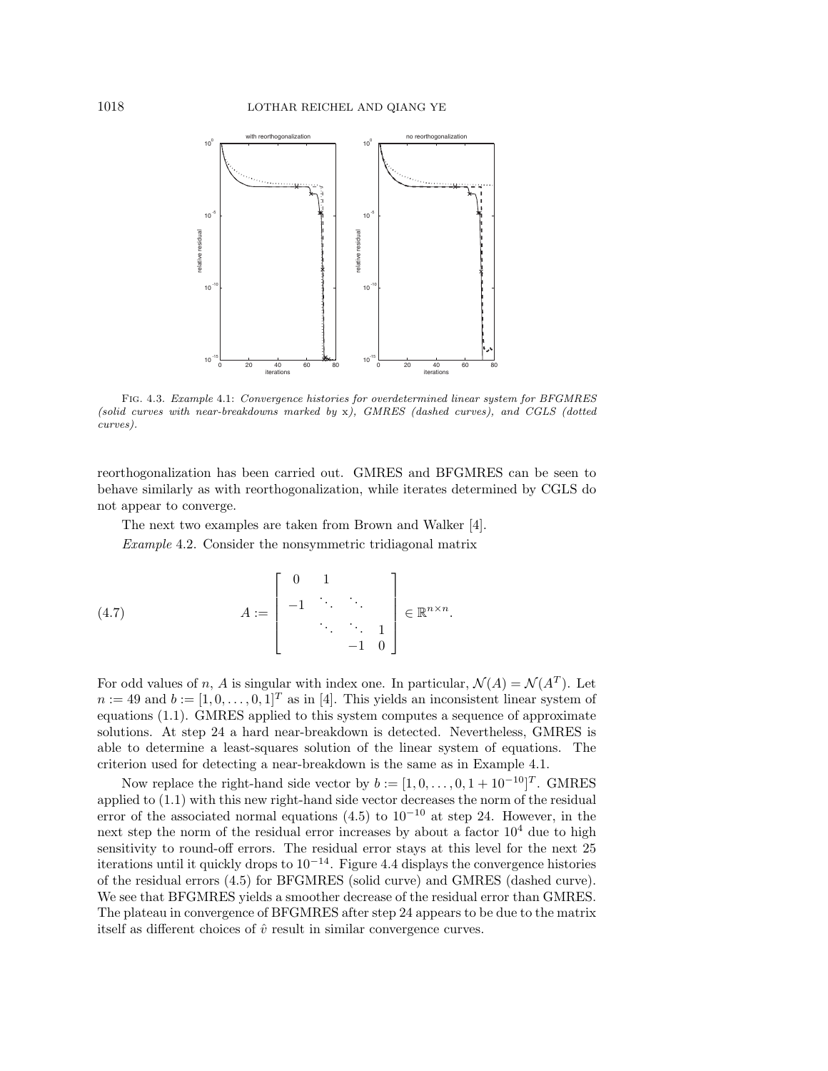FIG. 4.3. *Example* 4.1*: Convergence histories for overdetermined linear system for BFGMRES (solid curves with near-breakdowns marked by* x*), GMRES (dashed curves), and CGLS (dotted curves).*

reorthogonalization has been carried out. GMRES and BFGMRES can be seen to behave similarly as with reorthogonalization, while iterates determined by CGLS do not appear to converge.

The next two examples are taken from Brown and Walker [4].

*Example* 4.2. Consider the nonsymmetric tridiagonal matrix

$$A := \begin{bmatrix} 0 & 1 & & \\ -1 & \ddots & \ddots & \\ & \ddots & \ddots & 1 \\ & & -1 & 0 \end{bmatrix} \in \mathbb{R}^{n \times n}. \tag{4.7}$$

For odd values of $n$, $A$ is singular with index one. In particular, $\mathcal{N}(A) = \mathcal{N}(A^T)$. Let $n := 49$ and $b := [1, 0, \ldots, 0, 1]^T$ as in [4]. This yields an inconsistent linear system of equations (1.1). GMRES applied to this system computes a sequence of approximate solutions. At step 24 a hard near-breakdown is detected. Nevertheless, GMRES is able to determine a least-squares solution of the linear system of equations. The criterion used for detecting a near-breakdown is the same as in Example 4.1.

Now replace the right-hand side vector by $b := [1, 0, \ldots, 0, 1 + 10^{-10}]^T$. GMRES applied to (1.1) with this new right-hand side vector decreases the norm of the residual error of the associated normal equations (4.5) to $10^{-10}$ at step 24. However, in the next step the norm of the residual error increases by about a factor $10^4$ due to high sensitivity to round-off errors. The residual error stays at this level for the next 25 iterations until it quickly drops to $10^{-14}$. Figure 4.4 displays the convergence histories of the residual errors (4.5) for BFGMRES (solid curve) and GMRES (dashed curve). We see that BFGMRES yields a smoother decrease of the residual error than GMRES. The plateau in convergence of BFGMRES after step 24 appears to be due to the matrix itself as different choices of $\hat{v}$ result in similar convergence curves.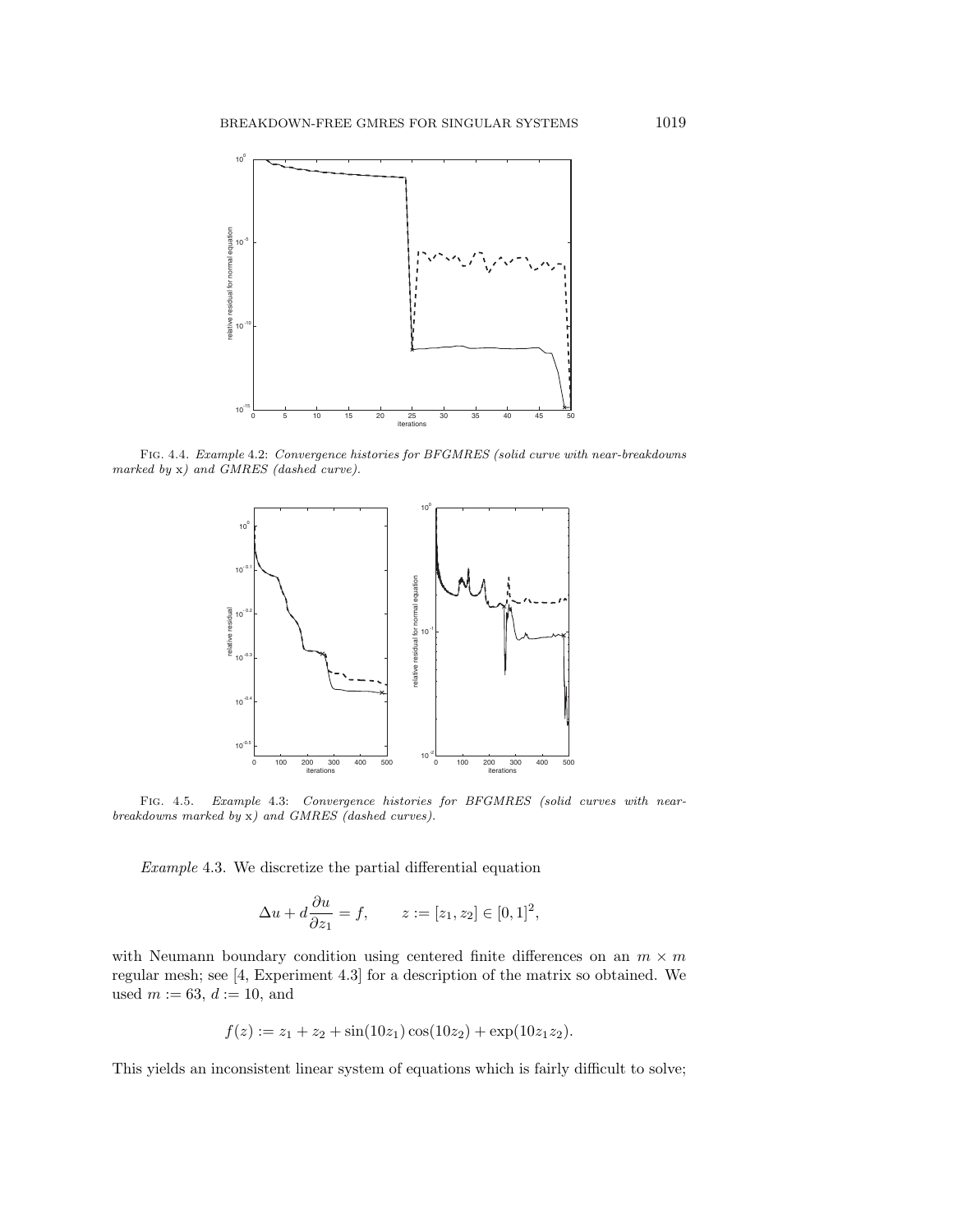Fig. 4.4. *Example* 4.2*: Convergence histories for BFGMRES (solid curve with near-breakdowns marked by* x*) and GMRES (dashed curve).*

Fig. 4.5. *Example* 4.3*: Convergence histories for BFGMRES (solid curves with near-breakdowns marked by* x*) and GMRES (dashed curves).*

*Example* 4.3. We discretize the partial differential equation

$$\Delta u + d\frac{\partial u}{\partial z_1} = f, \qquad z := [z_1, z_2] \in [0,1]^2,$$

with Neumann boundary condition using centered finite differences on an $m \times m$ regular mesh; see [4, Experiment 4.3] for a description of the matrix so obtained. We used $m := 63$, $d := 10$, and

$$f(z) := z_1 + z_2 + \sin(10z_1)\cos(10z_2) + \exp(10z_1z_2).$$

This yields an inconsistent linear system of equations which is fairly difficult to solve;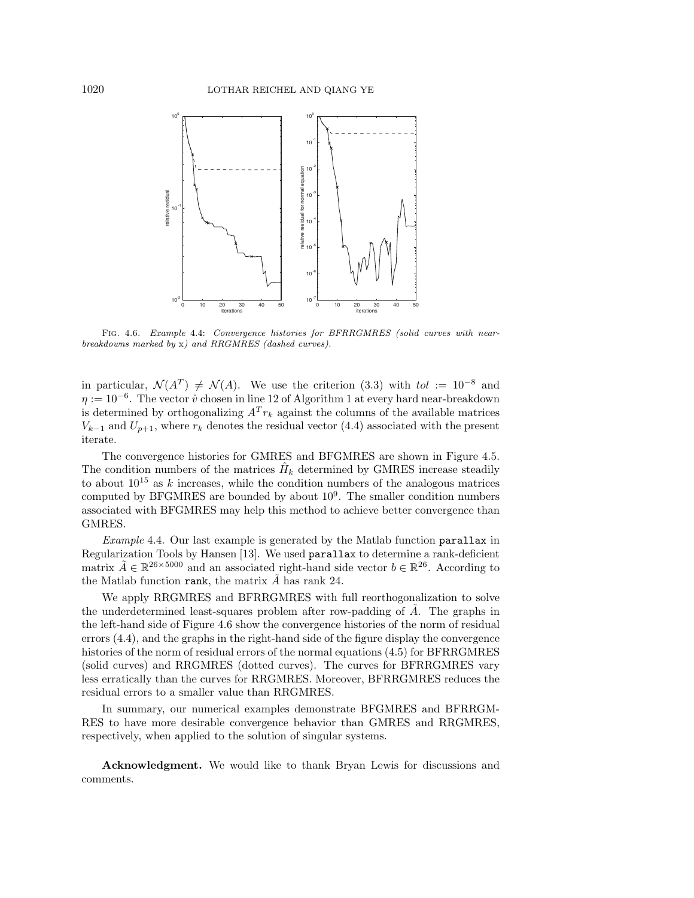Fig. 4.6. *Example* 4.4: *Convergence histories for BFRRGMRES (solid curves with near-breakdowns marked by* x*) and RRGMRES (dashed curves).*

in particular, $\mathcal{N}(A^T) \neq \mathcal{N}(A)$. We use the criterion (3.3) with $tol := 10^{-8}$ and $\eta := 10^{-6}$. The vector $\hat{v}$ chosen in line 12 of Algorithm 1 at every hard near-breakdown is determined by orthogonalizing $A^T r_k$ against the columns of the available matrices $V_{k-1}$ and $U_{p+1}$, where $r_k$ denotes the residual vector (4.4) associated with the present iterate.

The convergence histories for GMRES and BFGMRES are shown in Figure 4.5. The condition numbers of the matrices $\hat{H}_k$ determined by GMRES increase steadily to about $10^{15}$ as $k$ increases, while the condition numbers of the analogous matrices computed by BFGMRES are bounded by about $10^9$. The smaller condition numbers associated with BFGMRES may help this method to achieve better convergence than GMRES.

*Example* 4.4. Our last example is generated by the Matlab function `parallax` in Regularization Tools by Hansen [13]. We used `parallax` to determine a rank-deficient matrix $\tilde{A} \in \mathbb{R}^{26\times 5000}$ and an associated right-hand side vector $b \in \mathbb{R}^{26}$. According to the Matlab function `rank`, the matrix $\tilde{A}$ has rank 24.

We apply RRGMRES and BFRRGMRES with full reorthogonalization to solve the underdetermined least-squares problem after row-padding of $\tilde{A}$. The graphs in the left-hand side of Figure 4.6 show the convergence histories of the norm of residual errors (4.4), and the graphs in the right-hand side of the figure display the convergence histories of the norm of residual errors of the normal equations (4.5) for BFRRGMRES (solid curves) and RRGMRES (dotted curves). The curves for BFRRGMRES vary less erratically than the curves for RRGMRES. Moreover, BFRRGMRES reduces the residual errors to a smaller value than RRGMRES.

In summary, our numerical examples demonstrate BFGMRES and BFRRGMRES to have more desirable convergence behavior than GMRES and RRGMRES, respectively, when applied to the solution of singular systems.

**Acknowledgment.** We would like to thank Bryan Lewis for discussions and comments.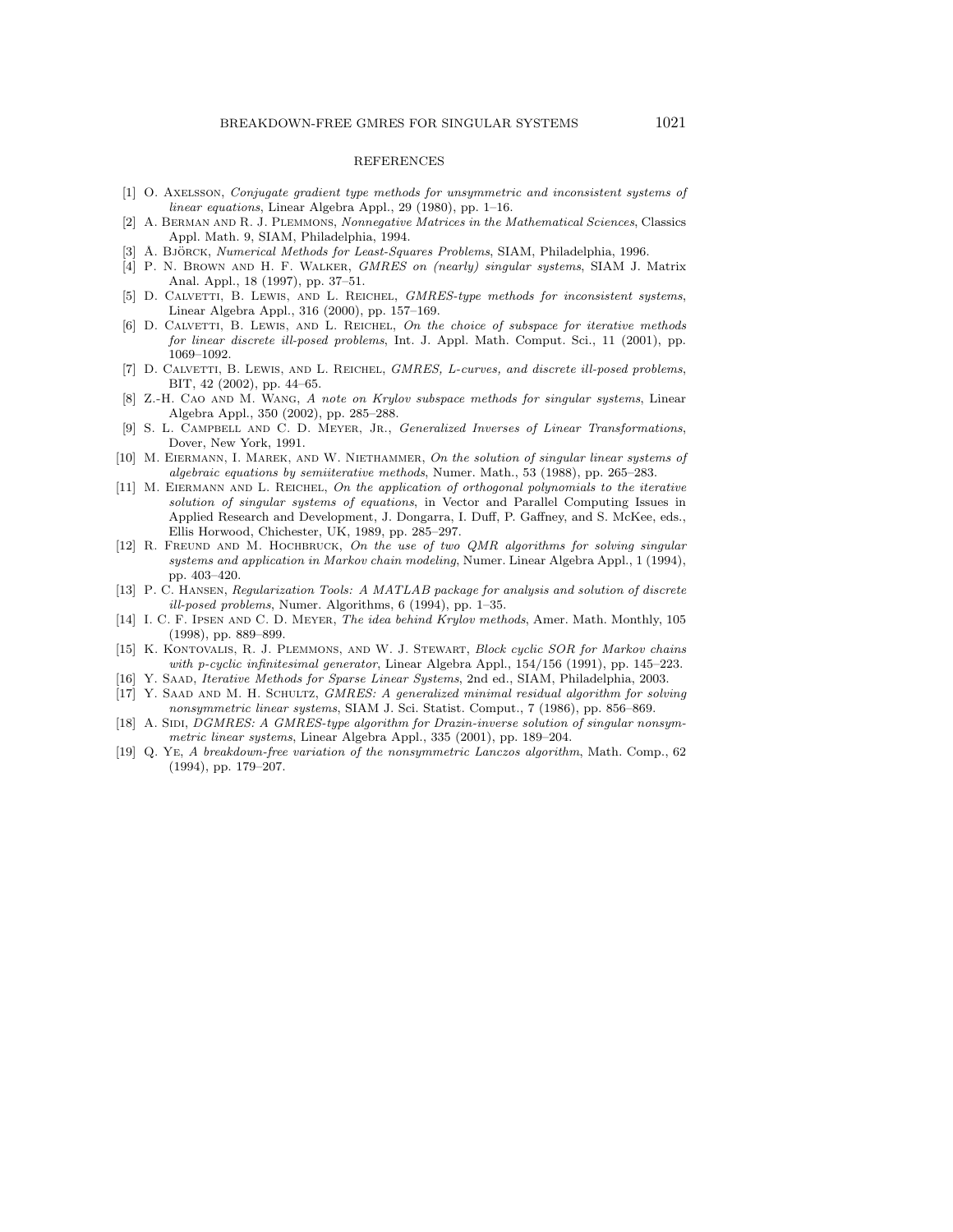## REFERENCES

[1] O. Axelsson, *Conjugate gradient type methods for unsymmetric and inconsistent systems of linear equations*, Linear Algebra Appl., 29 (1980), pp. 1–16.

[2] A. Berman and R. J. Plemmons, *Nonnegative Matrices in the Mathematical Sciences*, Classics Appl. Math. 9, SIAM, Philadelphia, 1994.

[3] Å. Björck, *Numerical Methods for Least-Squares Problems*, SIAM, Philadelphia, 1996.

[4] P. N. Brown and H. F. Walker, *GMRES on (nearly) singular systems*, SIAM J. Matrix Anal. Appl., 18 (1997), pp. 37–51.

[5] D. Calvetti, B. Lewis, and L. Reichel, *GMRES-type methods for inconsistent systems*, Linear Algebra Appl., 316 (2000), pp. 157–169.

[6] D. Calvetti, B. Lewis, and L. Reichel, *On the choice of subspace for iterative methods for linear discrete ill-posed problems*, Int. J. Appl. Math. Comput. Sci., 11 (2001), pp. 1069–1092.

[7] D. Calvetti, B. Lewis, and L. Reichel, *GMRES, L-curves, and discrete ill-posed problems*, BIT, 42 (2002), pp. 44–65.

[8] Z.-H. Cao and M. Wang, *A note on Krylov subspace methods for singular systems*, Linear Algebra Appl., 350 (2002), pp. 285–288.

[9] S. L. Campbell and C. D. Meyer, Jr., *Generalized Inverses of Linear Transformations*, Dover, New York, 1991.

[10] M. Eiermann, I. Marek, and W. Niethammer, *On the solution of singular linear systems of algebraic equations by semiiterative methods*, Numer. Math., 53 (1988), pp. 265–283.

[11] M. Eiermann and L. Reichel, *On the application of orthogonal polynomials to the iterative solution of singular systems of equations*, in Vector and Parallel Computing Issues in Applied Research and Development, J. Dongarra, I. Duff, P. Gaffney, and S. McKee, eds., Ellis Horwood, Chichester, UK, 1989, pp. 285–297.

[12] R. Freund and M. Hochbruck, *On the use of two QMR algorithms for solving singular systems and application in Markov chain modeling*, Numer. Linear Algebra Appl., 1 (1994), pp. 403–420.

[13] P. C. Hansen, *Regularization Tools: A MATLAB package for analysis and solution of discrete ill-posed problems*, Numer. Algorithms, 6 (1994), pp. 1–35.

[14] I. C. F. Ipsen and C. D. Meyer, *The idea behind Krylov methods*, Amer. Math. Monthly, 105 (1998), pp. 889–899.

[15] K. Kontovalis, R. J. Plemmons, and W. J. Stewart, *Block cyclic SOR for Markov chains with p-cyclic infinitesimal generator*, Linear Algebra Appl., 154/156 (1991), pp. 145–223.

[16] Y. Saad, *Iterative Methods for Sparse Linear Systems*, 2nd ed., SIAM, Philadelphia, 2003.

[17] Y. Saad and M. H. Schultz, *GMRES: A generalized minimal residual algorithm for solving nonsymmetric linear systems*, SIAM J. Sci. Statist. Comput., 7 (1986), pp. 856–869.

[18] A. Sidi, *DGMRES: A GMRES-type algorithm for Drazin-inverse solution of singular nonsymmetric linear systems*, Linear Algebra Appl., 335 (2001), pp. 189–204.

[19] Q. Ye, *A breakdown-free variation of the nonsymmetric Lanczos algorithm*, Math. Comp., 62 (1994), pp. 179–207.